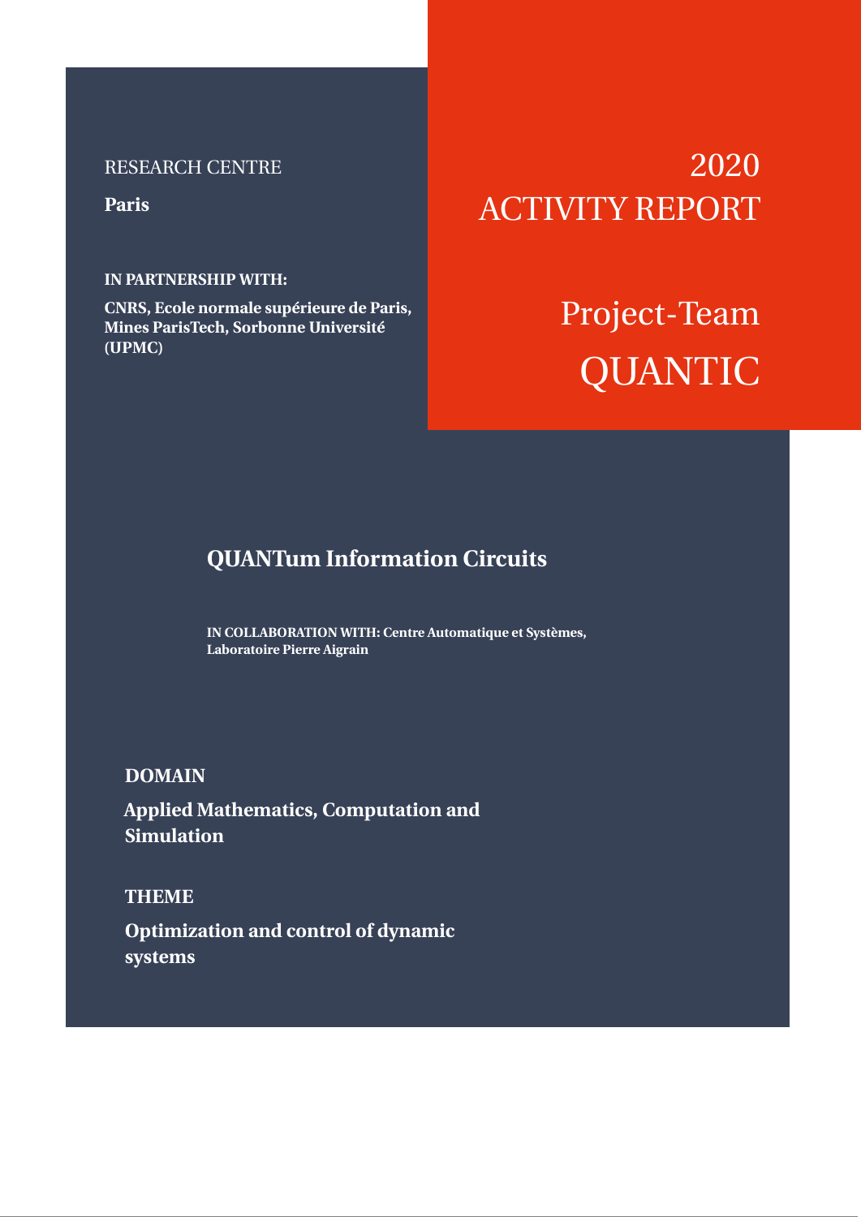RESEARCH CENTRE

**Paris**

**IN PARTNERSHIP WITH:**

**CNRS, Ecole normale supérieure de Paris, Mines ParisTech, Sorbonne Université (UPMC)**

# 2020 ACTIVITY REPORT

# Project-Team QUANTIC

## QUANTum Information Circuits

**IN COLLABORATION WITH: Centre Automatique et Systèmes, Laboratoire Pierre Aigrain**

**DOMAIN**

**Applied Mathematics, Computation and Simulation**

**THEME**

**Optimization and control of dynamic systems**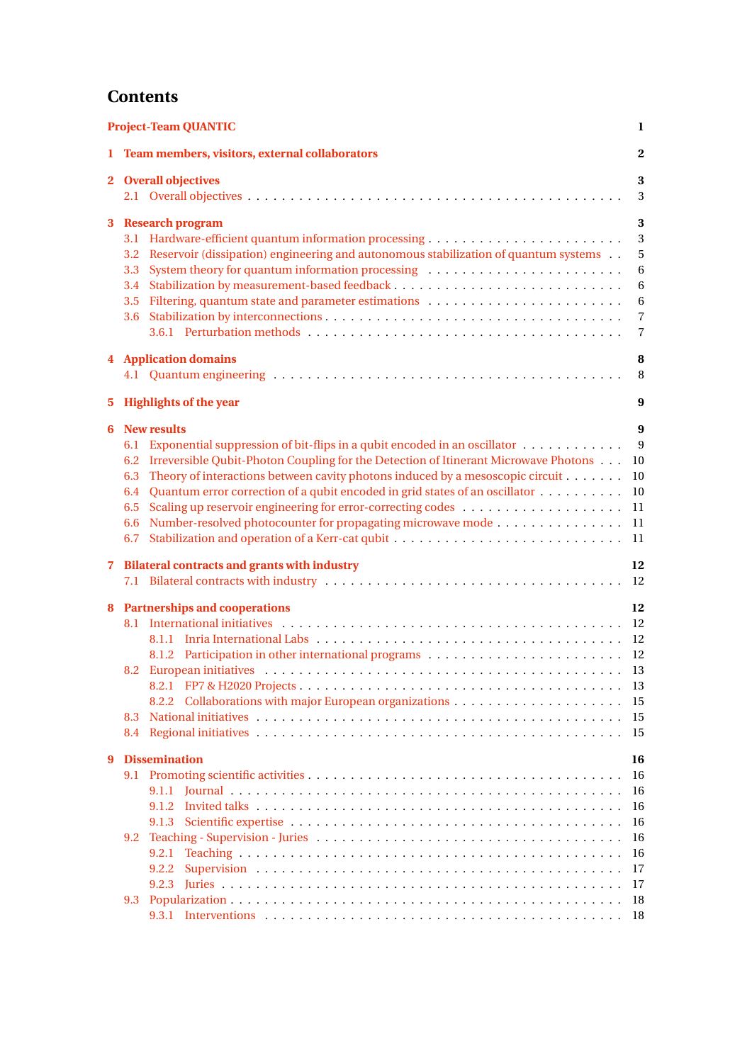# Contents

**Project-Team QUANTIC** 1

**1 Team members, visitors, external collaborators** 2

**2 Overall objectives** 3
- 2.1 Overall objectives 3

**3 Research program** 3
- 3.1 Hardware-efficient quantum information processing 3
- 3.2 Reservoir (dissipation) engineering and autonomous stabilization of quantum systems 5
- 3.3 System theory for quantum information processing 6
- 3.4 Stabilization by measurement-based feedback 6
- 3.5 Filtering, quantum state and parameter estimations 6
- 3.6 Stabilization by interconnections 7
  - 3.6.1 Perturbation methods 7

**4 Application domains** 8
- 4.1 Quantum engineering 8

**5 Highlights of the year** 9

**6 New results** 9
- 6.1 Exponential suppression of bit-flips in a qubit encoded in an oscillator 9
- 6.2 Irreversible Qubit-Photon Coupling for the Detection of Itinerant Microwave Photons 10
- 6.3 Theory of interactions between cavity photons induced by a mesoscopic circuit 10
- 6.4 Quantum error correction of a qubit encoded in grid states of an oscillator 10
- 6.5 Scaling up reservoir engineering for error-correcting codes 11
- 6.6 Number-resolved photocounter for propagating microwave mode 11
- 6.7 Stabilization and operation of a Kerr-cat qubit 11

**7 Bilateral contracts and grants with industry** 12
- 7.1 Bilateral contracts with industry 12

**8 Partnerships and cooperations** 12
- 8.1 International initiatives 12
  - 8.1.1 Inria International Labs 12
  - 8.1.2 Participation in other international programs 12
- 8.2 European initiatives 13
  - 8.2.1 FP7 & H2020 Projects 13
  - 8.2.2 Collaborations with major European organizations 15
- 8.3 National initiatives 15
- 8.4 Regional initiatives 15

**9 Dissemination** 16
- 9.1 Promoting scientific activities 16
  - 9.1.1 Journal 16
  - 9.1.2 Invited talks 16
  - 9.1.3 Scientific expertise 16
- 9.2 Teaching - Supervision - Juries 16
  - 9.2.1 Teaching 16
  - 9.2.2 Supervision 17
  - 9.2.3 Juries 17
- 9.3 Popularization 18
  - 9.3.1 Interventions 18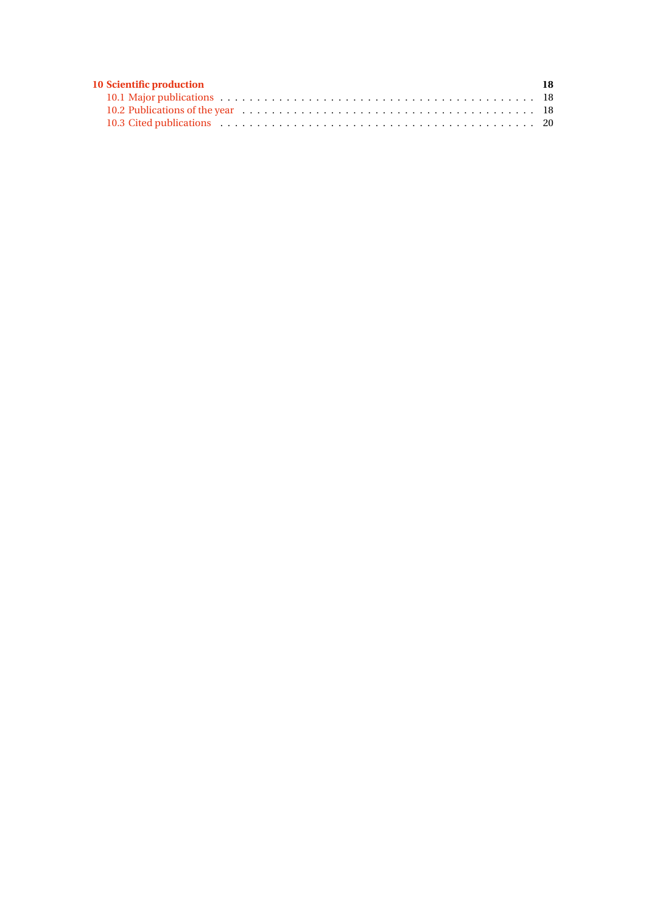**10 Scientific production** **18**

- 10.1 Major publications . . . . . . . . . . . . . . . . . . . . . . . . . . . . . . . . . . . . . . . . . . 18
- 10.2 Publications of the year . . . . . . . . . . . . . . . . . . . . . . . . . . . . . . . . . . . . . . . . 18
- 10.3 Cited publications . . . . . . . . . . . . . . . . . . . . . . . . . . . . . . . . . . . . . . . . . . 20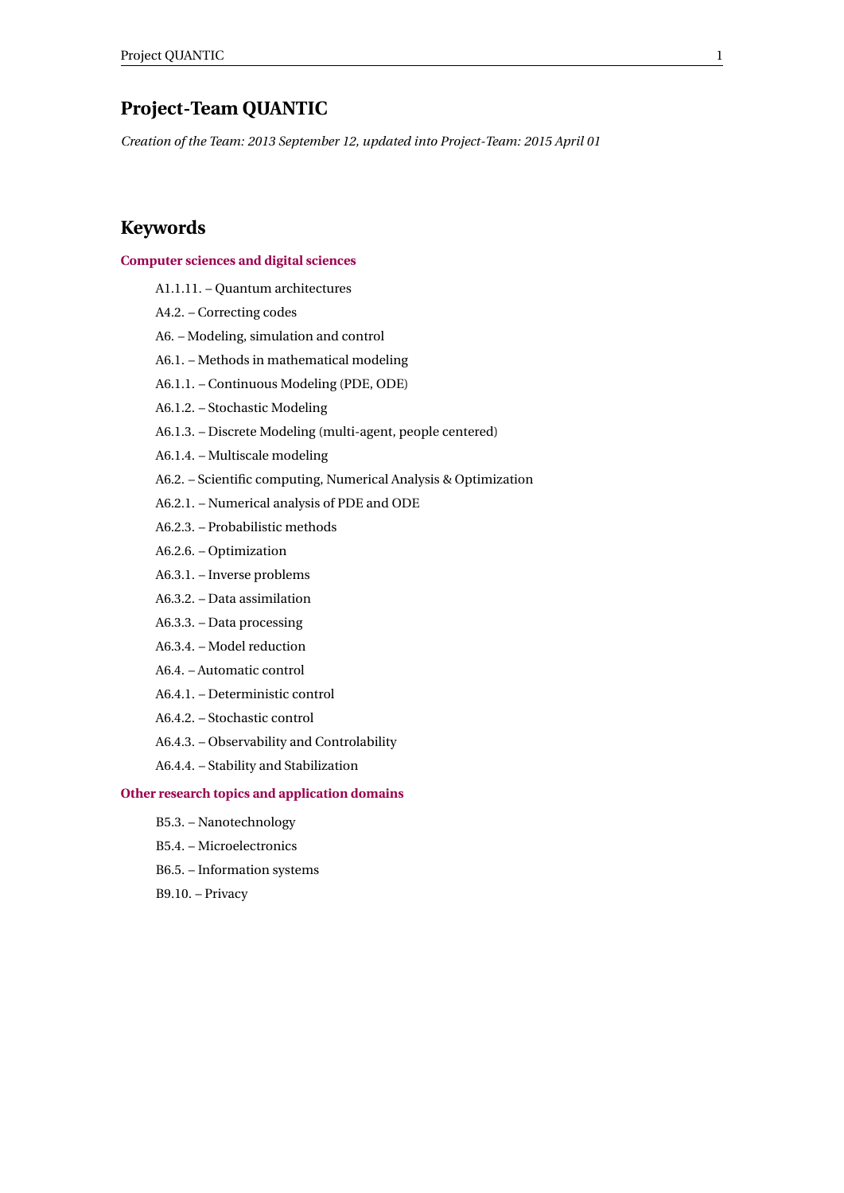# Project-Team QUANTIC

*Creation of the Team: 2013 September 12, updated into Project-Team: 2015 April 01*

## Keywords

### Computer sciences and digital sciences

- A1.1.11. – Quantum architectures
- A4.2. – Correcting codes
- A6. – Modeling, simulation and control
- A6.1. – Methods in mathematical modeling
- A6.1.1. – Continuous Modeling (PDE, ODE)
- A6.1.2. – Stochastic Modeling
- A6.1.3. – Discrete Modeling (multi-agent, people centered)
- A6.1.4. – Multiscale modeling
- A6.2. – Scientific computing, Numerical Analysis & Optimization
- A6.2.1. – Numerical analysis of PDE and ODE
- A6.2.3. – Probabilistic methods
- A6.2.6. – Optimization
- A6.3.1. – Inverse problems
- A6.3.2. – Data assimilation
- A6.3.3. – Data processing
- A6.3.4. – Model reduction
- A6.4. – Automatic control
- A6.4.1. – Deterministic control
- A6.4.2. – Stochastic control
- A6.4.3. – Observability and Controlability
- A6.4.4. – Stability and Stabilization

### Other research topics and application domains

- B5.3. – Nanotechnology
- B5.4. – Microelectronics
- B6.5. – Information systems
- B9.10. – Privacy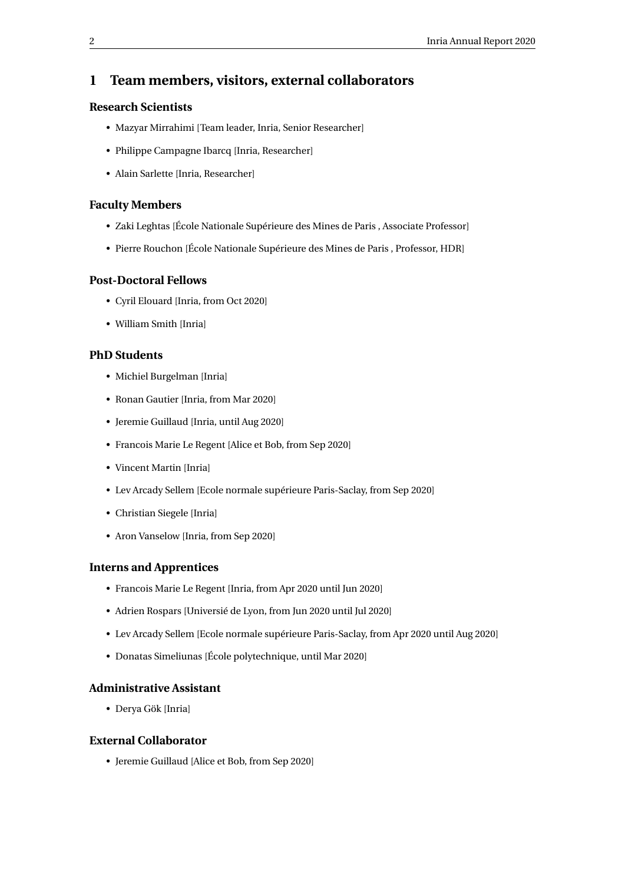# 1 Team members, visitors, external collaborators

### Research Scientists

- Mazyar Mirrahimi [Team leader, Inria, Senior Researcher]
- Philippe Campagne Ibarcq [Inria, Researcher]
- Alain Sarlette [Inria, Researcher]

### Faculty Members

- Zaki Leghtas [École Nationale Supérieure des Mines de Paris , Associate Professor]
- Pierre Rouchon [École Nationale Supérieure des Mines de Paris , Professor, HDR]

### Post-Doctoral Fellows

- Cyril Elouard [Inria, from Oct 2020]
- William Smith [Inria]

### PhD Students

- Michiel Burgelman [Inria]
- Ronan Gautier [Inria, from Mar 2020]
- Jeremie Guillaud [Inria, until Aug 2020]
- Francois Marie Le Regent [Alice et Bob, from Sep 2020]
- Vincent Martin [Inria]
- Lev Arcady Sellem [Ecole normale supérieure Paris-Saclay, from Sep 2020]
- Christian Siegele [Inria]
- Aron Vanselow [Inria, from Sep 2020]

### Interns and Apprentices

- Francois Marie Le Regent [Inria, from Apr 2020 until Jun 2020]
- Adrien Rospars [Universié de Lyon, from Jun 2020 until Jul 2020]
- Lev Arcady Sellem [Ecole normale supérieure Paris-Saclay, from Apr 2020 until Aug 2020]
- Donatas Simeliunas [École polytechnique, until Mar 2020]

### Administrative Assistant

- Derya Gök [Inria]

### External Collaborator

- Jeremie Guillaud [Alice et Bob, from Sep 2020]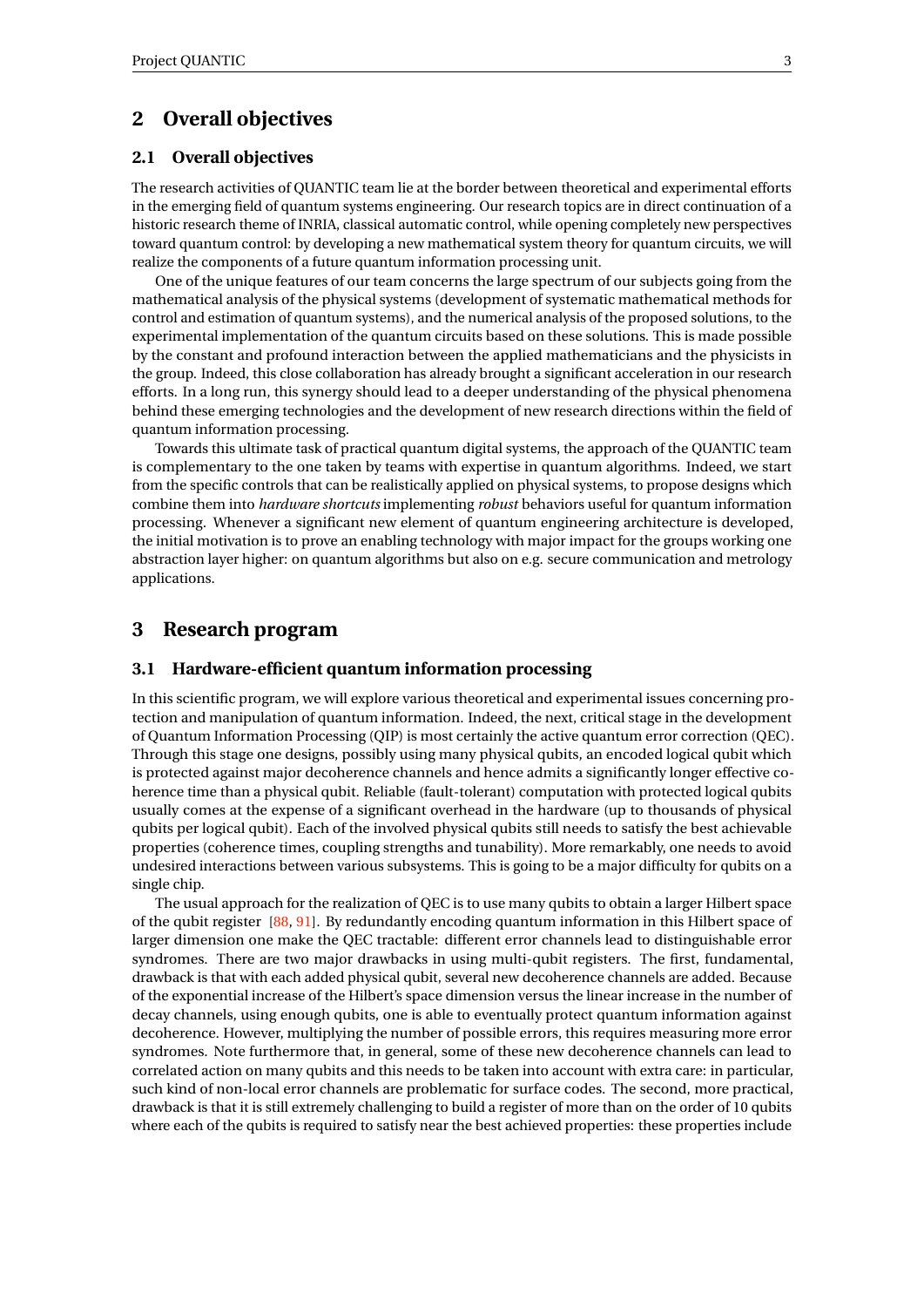## 2 Overall objectives

### 2.1 Overall objectives

The research activities of QUANTIC team lie at the border between theoretical and experimental efforts in the emerging field of quantum systems engineering. Our research topics are in direct continuation of a historic research theme of INRIA, classical automatic control, while opening completely new perspectives toward quantum control: by developing a new mathematical system theory for quantum circuits, we will realize the components of a future quantum information processing unit.

One of the unique features of our team concerns the large spectrum of our subjects going from the mathematical analysis of the physical systems (development of systematic mathematical methods for control and estimation of quantum systems), and the numerical analysis of the proposed solutions, to the experimental implementation of the quantum circuits based on these solutions. This is made possible by the constant and profound interaction between the applied mathematicians and the physicists in the group. Indeed, this close collaboration has already brought a significant acceleration in our research efforts. In a long run, this synergy should lead to a deeper understanding of the physical phenomena behind these emerging technologies and the development of new research directions within the field of quantum information processing.

Towards this ultimate task of practical quantum digital systems, the approach of the QUANTIC team is complementary to the one taken by teams with expertise in quantum algorithms. Indeed, we start from the specific controls that can be realistically applied on physical systems, to propose designs which combine them into *hardware shortcuts* implementing *robust* behaviors useful for quantum information processing. Whenever a significant new element of quantum engineering architecture is developed, the initial motivation is to prove an enabling technology with major impact for the groups working one abstraction layer higher: on quantum algorithms but also on e.g. secure communication and metrology applications.

## 3 Research program

### 3.1 Hardware-efficient quantum information processing

In this scientific program, we will explore various theoretical and experimental issues concerning protection and manipulation of quantum information. Indeed, the next, critical stage in the development of Quantum Information Processing (QIP) is most certainly the active quantum error correction (QEC). Through this stage one designs, possibly using many physical qubits, an encoded logical qubit which is protected against major decoherence channels and hence admits a significantly longer effective coherence time than a physical qubit. Reliable (fault-tolerant) computation with protected logical qubits usually comes at the expense of a significant overhead in the hardware (up to thousands of physical qubits per logical qubit). Each of the involved physical qubits still needs to satisfy the best achievable properties (coherence times, coupling strengths and tunability). More remarkably, one needs to avoid undesired interactions between various subsystems. This is going to be a major difficulty for qubits on a single chip.

The usual approach for the realization of QEC is to use many qubits to obtain a larger Hilbert space of the qubit register [88, 91]. By redundantly encoding quantum information in this Hilbert space of larger dimension one make the QEC tractable: different error channels lead to distinguishable error syndromes. There are two major drawbacks in using multi-qubit registers. The first, fundamental, drawback is that with each added physical qubit, several new decoherence channels are added. Because of the exponential increase of the Hilbert's space dimension versus the linear increase in the number of decay channels, using enough qubits, one is able to eventually protect quantum information against decoherence. However, multiplying the number of possible errors, this requires measuring more error syndromes. Note furthermore that, in general, some of these new decoherence channels can lead to correlated action on many qubits and this needs to be taken into account with extra care: in particular, such kind of non-local error channels are problematic for surface codes. The second, more practical, drawback is that it is still extremely challenging to build a register of more than on the order of 10 qubits where each of the qubits is required to satisfy near the best achieved properties: these properties include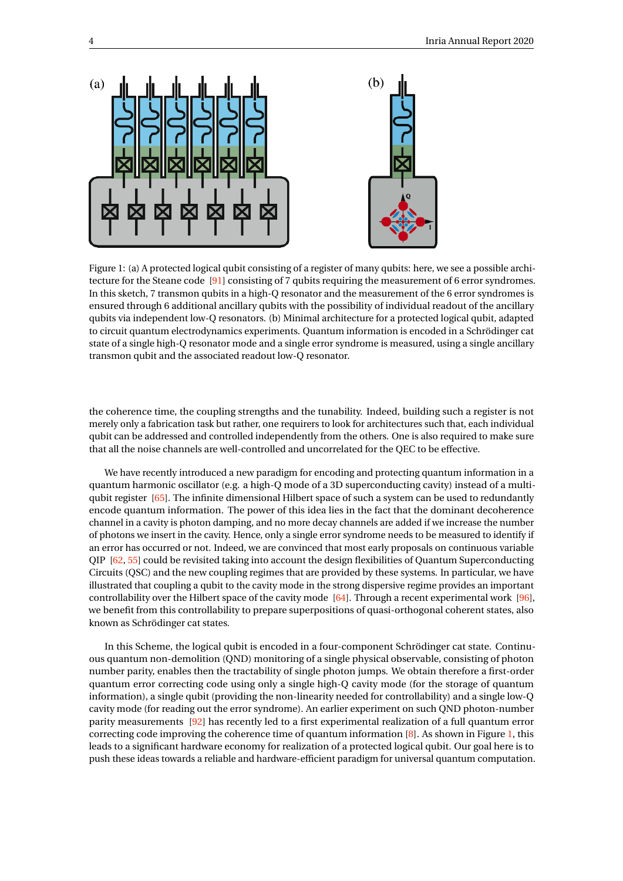Figure 1: (a) A protected logical qubit consisting of a register of many qubits: here, we see a possible architecture for the Steane code [91] consisting of 7 qubits requiring the measurement of 6 error syndromes. In this sketch, 7 transmon qubits in a high-Q resonator and the measurement of the 6 error syndromes is ensured through 6 additional ancillary qubits with the possibility of individual readout of the ancillary qubits via independent low-Q resonators. (b) Minimal architecture for a protected logical qubit, adapted to circuit quantum electrodynamics experiments. Quantum information is encoded in a Schrödinger cat state of a single high-Q resonator mode and a single error syndrome is measured, using a single ancillary transmon qubit and the associated readout low-Q resonator.

the coherence time, the coupling strengths and the tunability. Indeed, building such a register is not merely only a fabrication task but rather, one requirers to look for architectures such that, each individual qubit can be addressed and controlled independently from the others. One is also required to make sure that all the noise channels are well-controlled and uncorrelated for the QEC to be effective.

We have recently introduced a new paradigm for encoding and protecting quantum information in a quantum harmonic oscillator (e.g. a high-Q mode of a 3D superconducting cavity) instead of a multi-qubit register [65]. The infinite dimensional Hilbert space of such a system can be used to redundantly encode quantum information. The power of this idea lies in the fact that the dominant decoherence channel in a cavity is photon damping, and no more decay channels are added if we increase the number of photons we insert in the cavity. Hence, only a single error syndrome needs to be measured to identify if an error has occurred or not. Indeed, we are convinced that most early proposals on continuous variable QIP [62, 55] could be revisited taking into account the design flexibilities of Quantum Superconducting Circuits (QSC) and the new coupling regimes that are provided by these systems. In particular, we have illustrated that coupling a qubit to the cavity mode in the strong dispersive regime provides an important controllability over the Hilbert space of the cavity mode [64]. Through a recent experimental work [96], we benefit from this controllability to prepare superpositions of quasi-orthogonal coherent states, also known as Schrödinger cat states.

In this Scheme, the logical qubit is encoded in a four-component Schrödinger cat state. Continuous quantum non-demolition (QND) monitoring of a single physical observable, consisting of photon number parity, enables then the tractability of single photon jumps. We obtain therefore a first-order quantum error correcting code using only a single high-Q cavity mode (for the storage of quantum information), a single qubit (providing the non-linearity needed for controllability) and a single low-Q cavity mode (for reading out the error syndrome). An earlier experiment on such QND photon-number parity measurements [92] has recently led to a first experimental realization of a full quantum error correcting code improving the coherence time of quantum information [8]. As shown in Figure 1, this leads to a significant hardware economy for realization of a protected logical qubit. Our goal here is to push these ideas towards a reliable and hardware-efficient paradigm for universal quantum computation.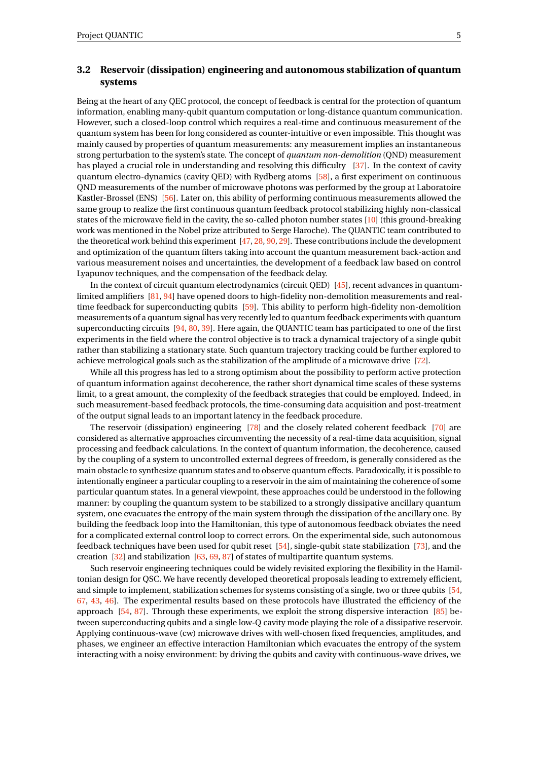### 3.2 Reservoir (dissipation) engineering and autonomous stabilization of quantum systems

Being at the heart of any QEC protocol, the concept of feedback is central for the protection of quantum information, enabling many-qubit quantum computation or long-distance quantum communication. However, such a closed-loop control which requires a real-time and continuous measurement of the quantum system has been for long considered as counter-intuitive or even impossible. This thought was mainly caused by properties of quantum measurements: any measurement implies an instantaneous strong perturbation to the system's state. The concept of *quantum non-demolition* (QND) measurement has played a crucial role in understanding and resolving this difficulty [37]. In the context of cavity quantum electro-dynamics (cavity QED) with Rydberg atoms [58], a first experiment on continuous QND measurements of the number of microwave photons was performed by the group at Laboratoire Kastler-Brossel (ENS) [56]. Later on, this ability of performing continuous measurements allowed the same group to realize the first continuous quantum feedback protocol stabilizing highly non-classical states of the microwave field in the cavity, the so-called photon number states [10] (this ground-breaking work was mentioned in the Nobel prize attributed to Serge Haroche). The QUANTIC team contributed to the theoretical work behind this experiment [47, 28, 90, 29]. These contributions include the development and optimization of the quantum filters taking into account the quantum measurement back-action and various measurement noises and uncertainties, the development of a feedback law based on control Lyapunov techniques, and the compensation of the feedback delay.

In the context of circuit quantum electrodynamics (circuit QED) [45], recent advances in quantum-limited amplifiers [81, 94] have opened doors to high-fidelity non-demolition measurements and real-time feedback for superconducting qubits [59]. This ability to perform high-fidelity non-demolition measurements of a quantum signal has very recently led to quantum feedback experiments with quantum superconducting circuits [94, 80, 39]. Here again, the QUANTIC team has participated to one of the first experiments in the field where the control objective is to track a dynamical trajectory of a single qubit rather than stabilizing a stationary state. Such quantum trajectory tracking could be further explored to achieve metrological goals such as the stabilization of the amplitude of a microwave drive [72].

While all this progress has led to a strong optimism about the possibility to perform active protection of quantum information against decoherence, the rather short dynamical time scales of these systems limit, to a great amount, the complexity of the feedback strategies that could be employed. Indeed, in such measurement-based feedback protocols, the time-consuming data acquisition and post-treatment of the output signal leads to an important latency in the feedback procedure.

The reservoir (dissipation) engineering [78] and the closely related coherent feedback [70] are considered as alternative approaches circumventing the necessity of a real-time data acquisition, signal processing and feedback calculations. In the context of quantum information, the decoherence, caused by the coupling of a system to uncontrolled external degrees of freedom, is generally considered as the main obstacle to synthesize quantum states and to observe quantum effects. Paradoxically, it is possible to intentionally engineer a particular coupling to a reservoir in the aim of maintaining the coherence of some particular quantum states. In a general viewpoint, these approaches could be understood in the following manner: by coupling the quantum system to be stabilized to a strongly dissipative ancillary quantum system, one evacuates the entropy of the main system through the dissipation of the ancillary one. By building the feedback loop into the Hamiltonian, this type of autonomous feedback obviates the need for a complicated external control loop to correct errors. On the experimental side, such autonomous feedback techniques have been used for qubit reset [54], single-qubit state stabilization [73], and the creation [32] and stabilization [63, 69, 87] of states of multipartite quantum systems.

Such reservoir engineering techniques could be widely revisited exploring the flexibility in the Hamiltonian design for QSC. We have recently developed theoretical proposals leading to extremely efficient, and simple to implement, stabilization schemes for systems consisting of a single, two or three qubits [54, 67, 43, 46]. The experimental results based on these protocols have illustrated the efficiency of the approach [54, 87]. Through these experiments, we exploit the strong dispersive interaction [85] between superconducting qubits and a single low-Q cavity mode playing the role of a dissipative reservoir. Applying continuous-wave (cw) microwave drives with well-chosen fixed frequencies, amplitudes, and phases, we engineer an effective interaction Hamiltonian which evacuates the entropy of the system interacting with a noisy environment: by driving the qubits and cavity with continuous-wave drives, we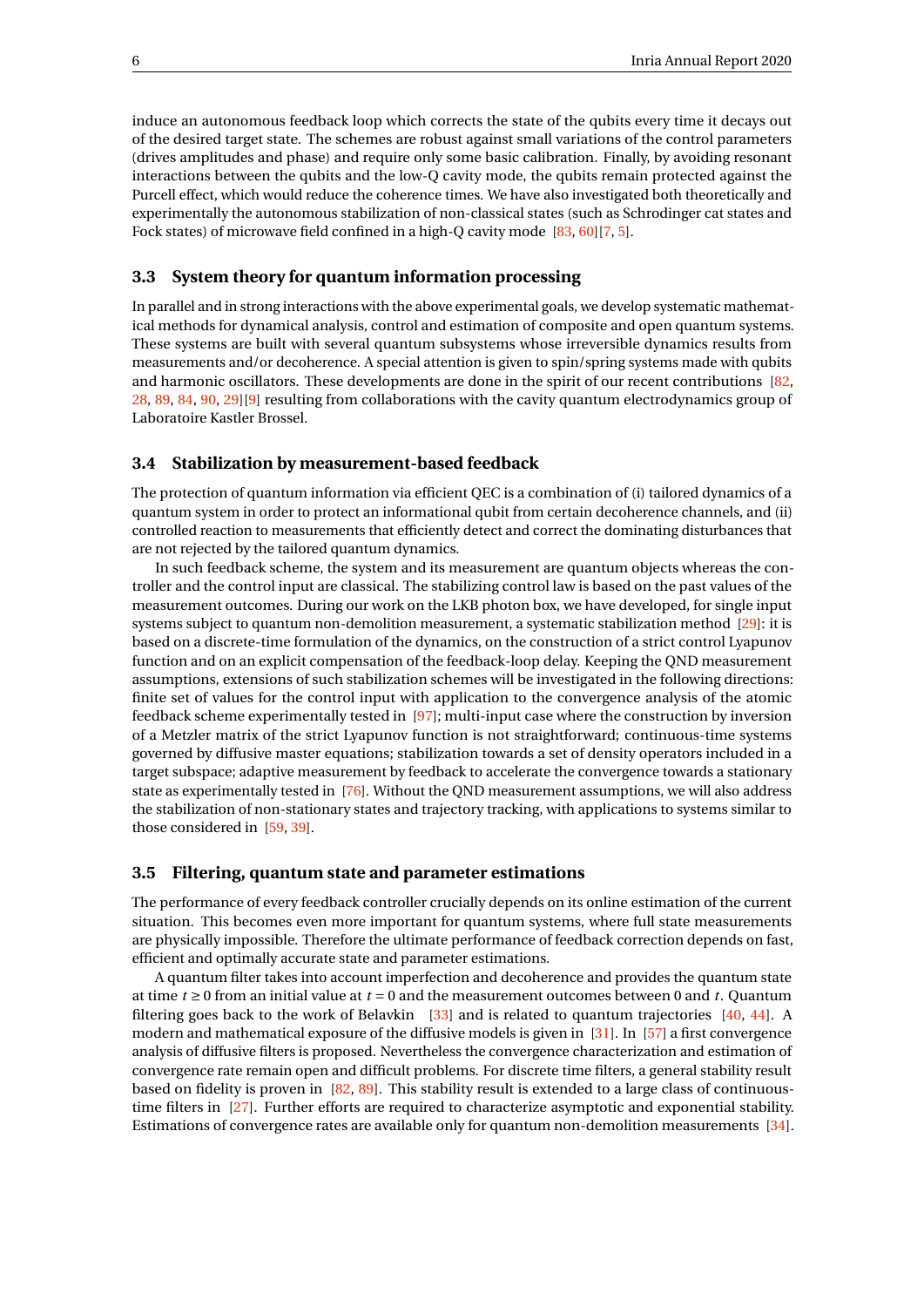induce an autonomous feedback loop which corrects the state of the qubits every time it decays out of the desired target state. The schemes are robust against small variations of the control parameters (drives amplitudes and phase) and require only some basic calibration. Finally, by avoiding resonant interactions between the qubits and the low-Q cavity mode, the qubits remain protected against the Purcell effect, which would reduce the coherence times. We have also investigated both theoretically and experimentally the autonomous stabilization of non-classical states (such as Schrodinger cat states and Fock states) of microwave field confined in a high-Q cavity mode [83, 60][7, 5].

### 3.3 System theory for quantum information processing

In parallel and in strong interactions with the above experimental goals, we develop systematic mathematical methods for dynamical analysis, control and estimation of composite and open quantum systems. These systems are built with several quantum subsystems whose irreversible dynamics results from measurements and/or decoherence. A special attention is given to spin/spring systems made with qubits and harmonic oscillators. These developments are done in the spirit of our recent contributions [82, 28, 89, 84, 90, 29][9] resulting from collaborations with the cavity quantum electrodynamics group of Laboratoire Kastler Brossel.

### 3.4 Stabilization by measurement-based feedback

The protection of quantum information via efficient QEC is a combination of (i) tailored dynamics of a quantum system in order to protect an informational qubit from certain decoherence channels, and (ii) controlled reaction to measurements that efficiently detect and correct the dominating disturbances that are not rejected by the tailored quantum dynamics.

In such feedback scheme, the system and its measurement are quantum objects whereas the controller and the control input are classical. The stabilizing control law is based on the past values of the measurement outcomes. During our work on the LKB photon box, we have developed, for single input systems subject to quantum non-demolition measurement, a systematic stabilization method [29]: it is based on a discrete-time formulation of the dynamics, on the construction of a strict control Lyapunov function and on an explicit compensation of the feedback-loop delay. Keeping the QND measurement assumptions, extensions of such stabilization schemes will be investigated in the following directions: finite set of values for the control input with application to the convergence analysis of the atomic feedback scheme experimentally tested in [97]; multi-input case where the construction by inversion of a Metzler matrix of the strict Lyapunov function is not straightforward; continuous-time systems governed by diffusive master equations; stabilization towards a set of density operators included in a target subspace; adaptive measurement by feedback to accelerate the convergence towards a stationary state as experimentally tested in [76]. Without the QND measurement assumptions, we will also address the stabilization of non-stationary states and trajectory tracking, with applications to systems similar to those considered in [59, 39].

### 3.5 Filtering, quantum state and parameter estimations

The performance of every feedback controller crucially depends on its online estimation of the current situation. This becomes even more important for quantum systems, where full state measurements are physically impossible. Therefore the ultimate performance of feedback correction depends on fast, efficient and optimally accurate state and parameter estimations.

A quantum filter takes into account imperfection and decoherence and provides the quantum state at time $t \geq 0$ from an initial value at $t = 0$ and the measurement outcomes between 0 and $t$. Quantum filtering goes back to the work of Belavkin [33] and is related to quantum trajectories [40, 44]. A modern and mathematical exposure of the diffusive models is given in [31]. In [57] a first convergence analysis of diffusive filters is proposed. Nevertheless the convergence characterization and estimation of convergence rate remain open and difficult problems. For discrete time filters, a general stability result based on fidelity is proven in [82, 89]. This stability result is extended to a large class of continuous-time filters in [27]. Further efforts are required to characterize asymptotic and exponential stability. Estimations of convergence rates are available only for quantum non-demolition measurements [34].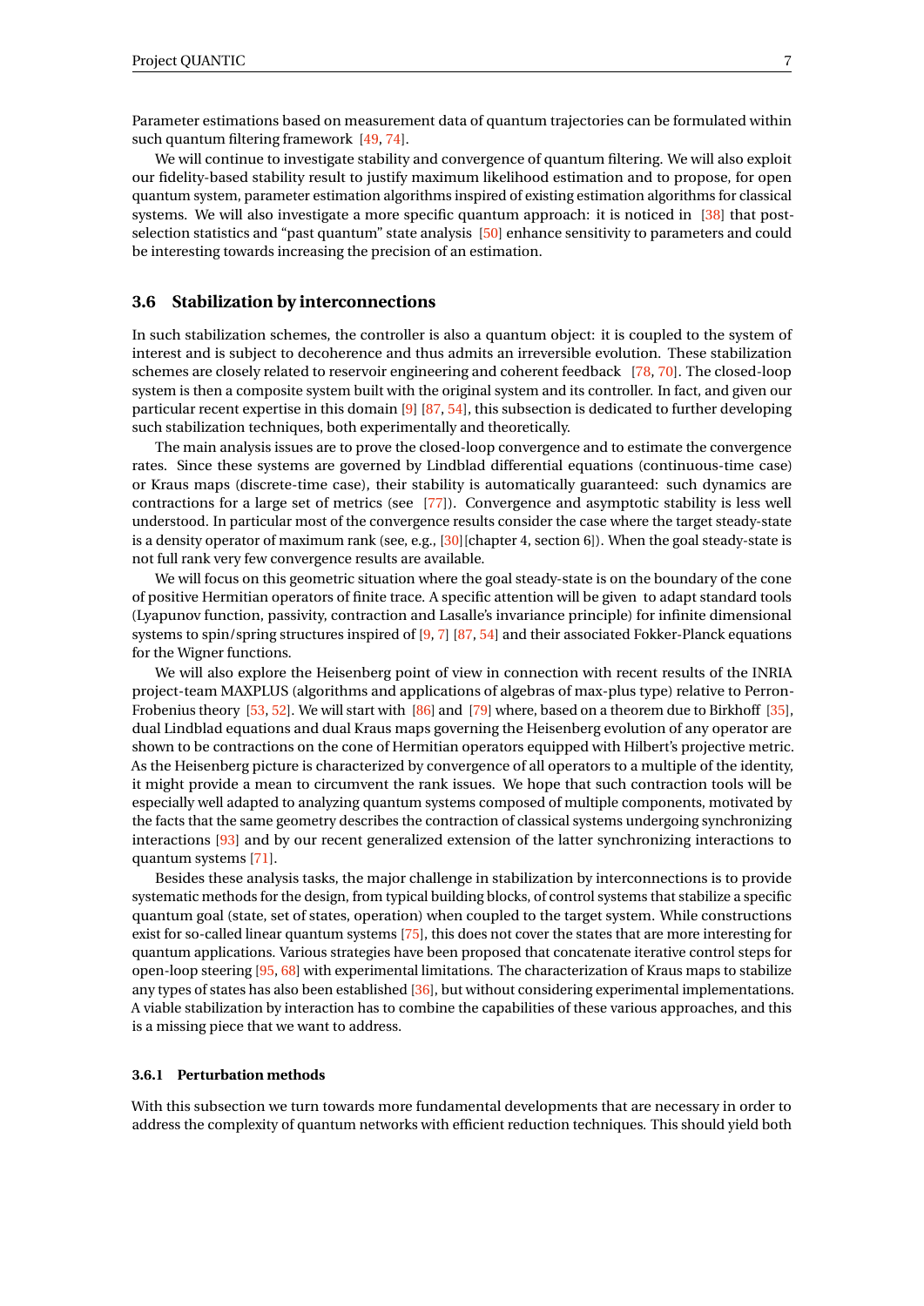Parameter estimations based on measurement data of quantum trajectories can be formulated within such quantum filtering framework [49, 74].

We will continue to investigate stability and convergence of quantum filtering. We will also exploit our fidelity-based stability result to justify maximum likelihood estimation and to propose, for open quantum system, parameter estimation algorithms inspired of existing estimation algorithms for classical systems. We will also investigate a more specific quantum approach: it is noticed in [38] that post-selection statistics and "past quantum" state analysis [50] enhance sensitivity to parameters and could be interesting towards increasing the precision of an estimation.

### 3.6 Stabilization by interconnections

In such stabilization schemes, the controller is also a quantum object: it is coupled to the system of interest and is subject to decoherence and thus admits an irreversible evolution. These stabilization schemes are closely related to reservoir engineering and coherent feedback [78, 70]. The closed-loop system is then a composite system built with the original system and its controller. In fact, and given our particular recent expertise in this domain [9] [87, 54], this subsection is dedicated to further developing such stabilization techniques, both experimentally and theoretically.

The main analysis issues are to prove the closed-loop convergence and to estimate the convergence rates. Since these systems are governed by Lindblad differential equations (continuous-time case) or Kraus maps (discrete-time case), their stability is automatically guaranteed: such dynamics are contractions for a large set of metrics (see [77]). Convergence and asymptotic stability is less well understood. In particular most of the convergence results consider the case where the target steady-state is a density operator of maximum rank (see, e.g., [30][chapter 4, section 6]). When the goal steady-state is not full rank very few convergence results are available.

We will focus on this geometric situation where the goal steady-state is on the boundary of the cone of positive Hermitian operators of finite trace. A specific attention will be given to adapt standard tools (Lyapunov function, passivity, contraction and Lasalle's invariance principle) for infinite dimensional systems to spin/spring structures inspired of [9, 7] [87, 54] and their associated Fokker-Planck equations for the Wigner functions.

We will also explore the Heisenberg point of view in connection with recent results of the INRIA project-team MAXPLUS (algorithms and applications of algebras of max-plus type) relative to Perron-Frobenius theory [53, 52]. We will start with [86] and [79] where, based on a theorem due to Birkhoff [35], dual Lindblad equations and dual Kraus maps governing the Heisenberg evolution of any operator are shown to be contractions on the cone of Hermitian operators equipped with Hilbert's projective metric. As the Heisenberg picture is characterized by convergence of all operators to a multiple of the identity, it might provide a mean to circumvent the rank issues. We hope that such contraction tools will be especially well adapted to analyzing quantum systems composed of multiple components, motivated by the facts that the same geometry describes the contraction of classical systems undergoing synchronizing interactions [93] and by our recent generalized extension of the latter synchronizing interactions to quantum systems [71].

Besides these analysis tasks, the major challenge in stabilization by interconnections is to provide systematic methods for the design, from typical building blocks, of control systems that stabilize a specific quantum goal (state, set of states, operation) when coupled to the target system. While constructions exist for so-called linear quantum systems [75], this does not cover the states that are more interesting for quantum applications. Various strategies have been proposed that concatenate iterative control steps for open-loop steering [95, 68] with experimental limitations. The characterization of Kraus maps to stabilize any types of states has also been established [36], but without considering experimental implementations. A viable stabilization by interaction has to combine the capabilities of these various approaches, and this is a missing piece that we want to address.

#### 3.6.1 Perturbation methods

With this subsection we turn towards more fundamental developments that are necessary in order to address the complexity of quantum networks with efficient reduction techniques. This should yield both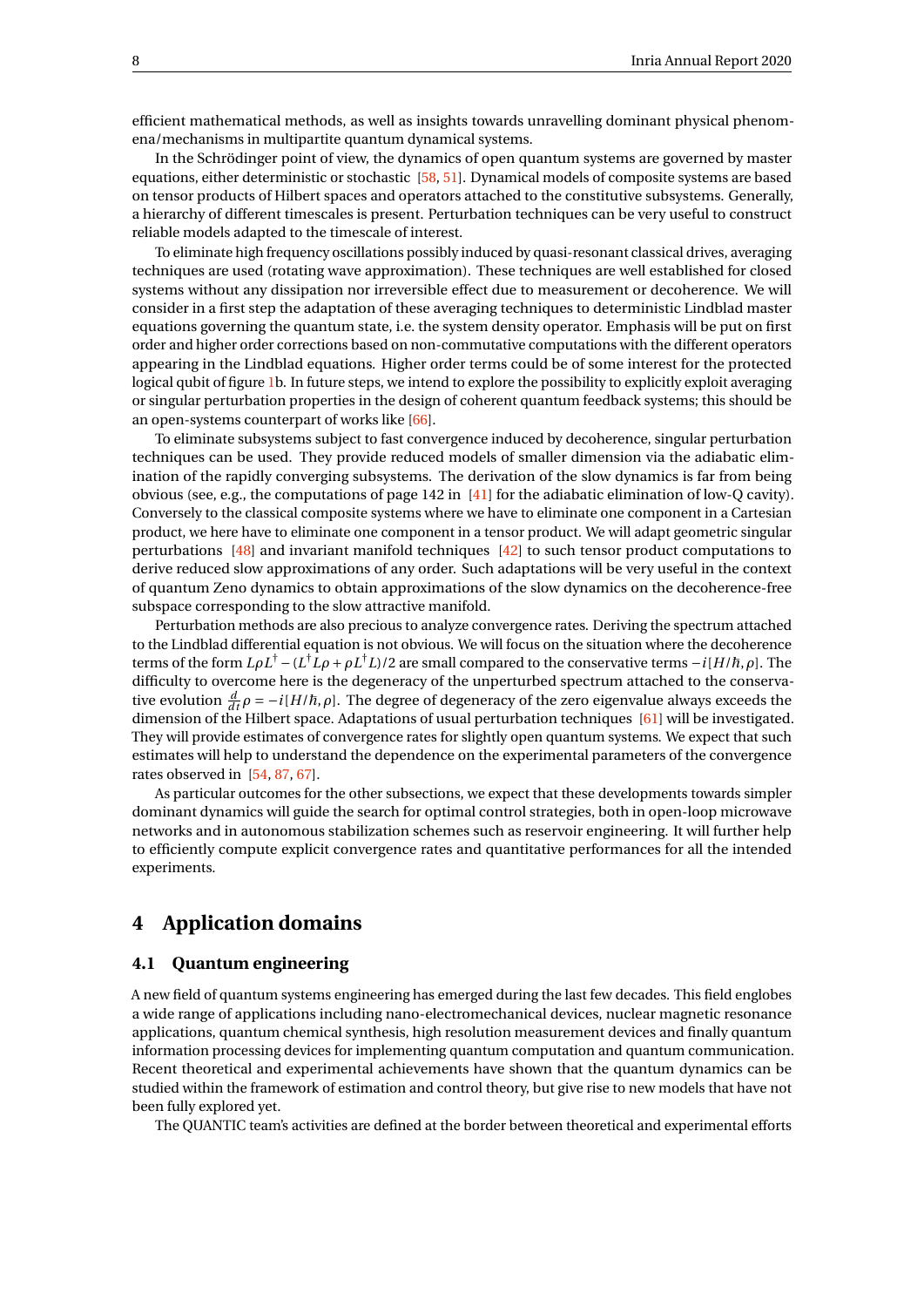efficient mathematical methods, as well as insights towards unravelling dominant physical phenomena/mechanisms in multipartite quantum dynamical systems.

In the Schrödinger point of view, the dynamics of open quantum systems are governed by master equations, either deterministic or stochastic [58, 51]. Dynamical models of composite systems are based on tensor products of Hilbert spaces and operators attached to the constitutive subsystems. Generally, a hierarchy of different timescales is present. Perturbation techniques can be very useful to construct reliable models adapted to the timescale of interest.

To eliminate high frequency oscillations possibly induced by quasi-resonant classical drives, averaging techniques are used (rotating wave approximation). These techniques are well established for closed systems without any dissipation nor irreversible effect due to measurement or decoherence. We will consider in a first step the adaptation of these averaging techniques to deterministic Lindblad master equations governing the quantum state, i.e. the system density operator. Emphasis will be put on first order and higher order corrections based on non-commutative computations with the different operators appearing in the Lindblad equations. Higher order terms could be of some interest for the protected logical qubit of figure 1b. In future steps, we intend to explore the possibility to explicitly exploit averaging or singular perturbation properties in the design of coherent quantum feedback systems; this should be an open-systems counterpart of works like [66].

To eliminate subsystems subject to fast convergence induced by decoherence, singular perturbation techniques can be used. They provide reduced models of smaller dimension via the adiabatic elimination of the rapidly converging subsystems. The derivation of the slow dynamics is far from being obvious (see, e.g., the computations of page 142 in [41] for the adiabatic elimination of low-Q cavity). Conversely to the classical composite systems where we have to eliminate one component in a Cartesian product, we here have to eliminate one component in a tensor product. We will adapt geometric singular perturbations [48] and invariant manifold techniques [42] to such tensor product computations to derive reduced slow approximations of any order. Such adaptations will be very useful in the context of quantum Zeno dynamics to obtain approximations of the slow dynamics on the decoherence-free subspace corresponding to the slow attractive manifold.

Perturbation methods are also precious to analyze convergence rates. Deriving the spectrum attached to the Lindblad differential equation is not obvious. We will focus on the situation where the decoherence terms of the form $L\rho L^\dagger - (L^\dagger L\rho + \rho L^\dagger L)/2$ are small compared to the conservative terms $-i[H/\hbar, \rho]$. The difficulty to overcome here is the degeneracy of the unperturbed spectrum attached to the conservative evolution $\frac{d}{dt}\rho = -i[H/\hbar, \rho]$. The degree of degeneracy of the zero eigenvalue always exceeds the dimension of the Hilbert space. Adaptations of usual perturbation techniques [61] will be investigated. They will provide estimates of convergence rates for slightly open quantum systems. We expect that such estimates will help to understand the dependence on the experimental parameters of the convergence rates observed in [54, 87, 67].

As particular outcomes for the other subsections, we expect that these developments towards simpler dominant dynamics will guide the search for optimal control strategies, both in open-loop microwave networks and in autonomous stabilization schemes such as reservoir engineering. It will further help to efficiently compute explicit convergence rates and quantitative performances for all the intended experiments.

# 4 Application domains

## 4.1 Quantum engineering

A new field of quantum systems engineering has emerged during the last few decades. This field englobes a wide range of applications including nano-electromechanical devices, nuclear magnetic resonance applications, quantum chemical synthesis, high resolution measurement devices and finally quantum information processing devices for implementing quantum computation and quantum communication. Recent theoretical and experimental achievements have shown that the quantum dynamics can be studied within the framework of estimation and control theory, but give rise to new models that have not been fully explored yet.

The QUANTIC team's activities are defined at the border between theoretical and experimental efforts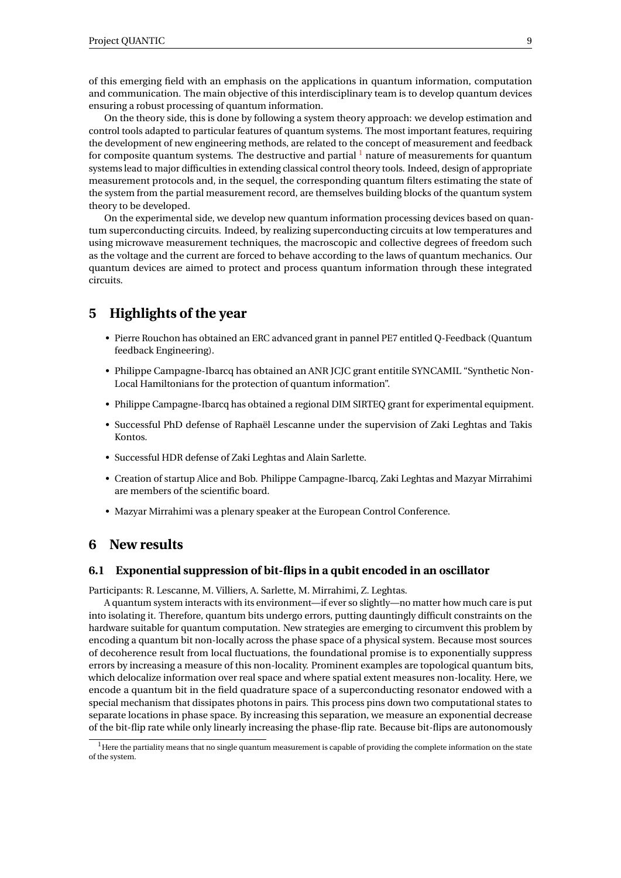of this emerging field with an emphasis on the applications in quantum information, computation and communication. The main objective of this interdisciplinary team is to develop quantum devices ensuring a robust processing of quantum information.

On the theory side, this is done by following a system theory approach: we develop estimation and control tools adapted to particular features of quantum systems. The most important features, requiring the development of new engineering methods, are related to the concept of measurement and feedback for composite quantum systems. The destructive and partial [1] nature of measurements for quantum systems lead to major difficulties in extending classical control theory tools. Indeed, design of appropriate measurement protocols and, in the sequel, the corresponding quantum filters estimating the state of the system from the partial measurement record, are themselves building blocks of the quantum system theory to be developed.

On the experimental side, we develop new quantum information processing devices based on quantum superconducting circuits. Indeed, by realizing superconducting circuits at low temperatures and using microwave measurement techniques, the macroscopic and collective degrees of freedom such as the voltage and the current are forced to behave according to the laws of quantum mechanics. Our quantum devices are aimed to protect and process quantum information through these integrated circuits.

# 5 Highlights of the year

- Pierre Rouchon has obtained an ERC advanced grant in pannel PE7 entitled Q-Feedback (Quantum feedback Engineering).
- Philippe Campagne-Ibarcq has obtained an ANR JCJC grant entitile SYNCAMIL "Synthetic Non-Local Hamiltonians for the protection of quantum information".
- Philippe Campagne-Ibarcq has obtained a regional DIM SIRTEQ grant for experimental equipment.
- Successful PhD defense of Raphaël Lescanne under the supervision of Zaki Leghtas and Takis Kontos.
- Successful HDR defense of Zaki Leghtas and Alain Sarlette.
- Creation of startup Alice and Bob. Philippe Campagne-Ibarcq, Zaki Leghtas and Mazyar Mirrahimi are members of the scientific board.
- Mazyar Mirrahimi was a plenary speaker at the European Control Conference.

# 6 New results

## 6.1 Exponential suppression of bit-flips in a qubit encoded in an oscillator

Participants: R. Lescanne, M. Villiers, A. Sarlette, M. Mirrahimi, Z. Leghtas.

A quantum system interacts with its environment—if ever so slightly—no matter how much care is put into isolating it. Therefore, quantum bits undergo errors, putting dauntingly difficult constraints on the hardware suitable for quantum computation. New strategies are emerging to circumvent this problem by encoding a quantum bit non-locally across the phase space of a physical system. Because most sources of decoherence result from local fluctuations, the foundational promise is to exponentially suppress errors by increasing a measure of this non-locality. Prominent examples are topological quantum bits, which delocalize information over real space and where spatial extent measures non-locality. Here, we encode a quantum bit in the field quadrature space of a superconducting resonator endowed with a special mechanism that dissipates photons in pairs. This process pins down two computational states to separate locations in phase space. By increasing this separation, we measure an exponential decrease of the bit-flip rate while only linearly increasing the phase-flip rate. Because bit-flips are autonomously

[1] Here the partiality means that no single quantum measurement is capable of providing the complete information on the state of the system.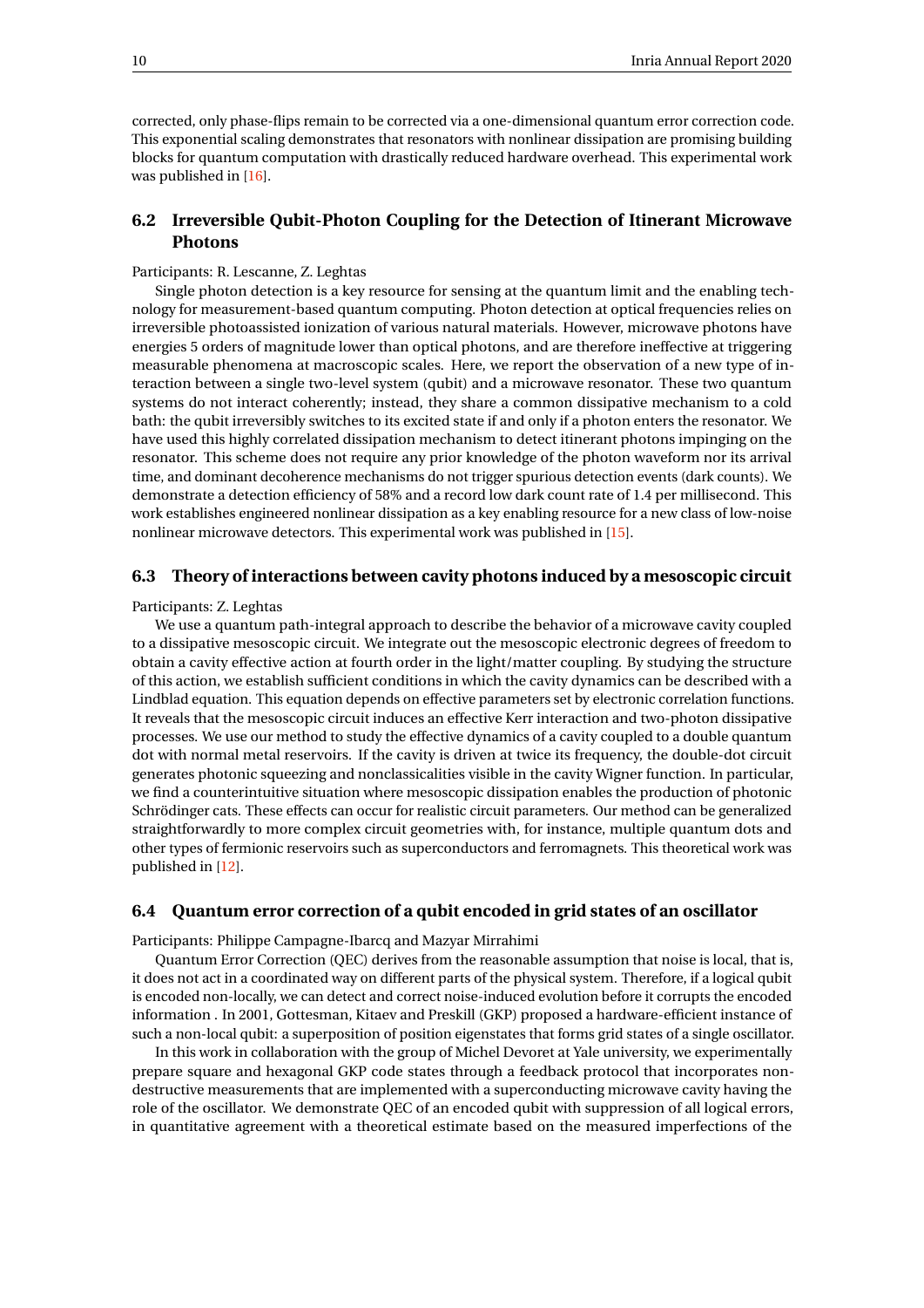corrected, only phase-flips remain to be corrected via a one-dimensional quantum error correction code. This exponential scaling demonstrates that resonators with nonlinear dissipation are promising building blocks for quantum computation with drastically reduced hardware overhead. This experimental work was published in [16].

### 6.2 Irreversible Qubit-Photon Coupling for the Detection of Itinerant Microwave Photons

Participants: R. Lescanne, Z. Leghtas

Single photon detection is a key resource for sensing at the quantum limit and the enabling technology for measurement-based quantum computing. Photon detection at optical frequencies relies on irreversible photoassisted ionization of various natural materials. However, microwave photons have energies 5 orders of magnitude lower than optical photons, and are therefore ineffective at triggering measurable phenomena at macroscopic scales. Here, we report the observation of a new type of interaction between a single two-level system (qubit) and a microwave resonator. These two quantum systems do not interact coherently; instead, they share a common dissipative mechanism to a cold bath: the qubit irreversibly switches to its excited state if and only if a photon enters the resonator. We have used this highly correlated dissipation mechanism to detect itinerant photons impinging on the resonator. This scheme does not require any prior knowledge of the photon waveform nor its arrival time, and dominant decoherence mechanisms do not trigger spurious detection events (dark counts). We demonstrate a detection efficiency of 58% and a record low dark count rate of 1.4 per millisecond. This work establishes engineered nonlinear dissipation as a key enabling resource for a new class of low-noise nonlinear microwave detectors. This experimental work was published in [15].

### 6.3 Theory of interactions between cavity photons induced by a mesoscopic circuit

Participants: Z. Leghtas

We use a quantum path-integral approach to describe the behavior of a microwave cavity coupled to a dissipative mesoscopic circuit. We integrate out the mesoscopic electronic degrees of freedom to obtain a cavity effective action at fourth order in the light/matter coupling. By studying the structure of this action, we establish sufficient conditions in which the cavity dynamics can be described with a Lindblad equation. This equation depends on effective parameters set by electronic correlation functions. It reveals that the mesoscopic circuit induces an effective Kerr interaction and two-photon dissipative processes. We use our method to study the effective dynamics of a cavity coupled to a double quantum dot with normal metal reservoirs. If the cavity is driven at twice its frequency, the double-dot circuit generates photonic squeezing and nonclassicalities visible in the cavity Wigner function. In particular, we find a counterintuitive situation where mesoscopic dissipation enables the production of photonic Schrödinger cats. These effects can occur for realistic circuit parameters. Our method can be generalized straightforwardly to more complex circuit geometries with, for instance, multiple quantum dots and other types of fermionic reservoirs such as superconductors and ferromagnets. This theoretical work was published in [12].

### 6.4 Quantum error correction of a qubit encoded in grid states of an oscillator

Participants: Philippe Campagne-Ibarcq and Mazyar Mirrahimi

Quantum Error Correction (QEC) derives from the reasonable assumption that noise is local, that is, it does not act in a coordinated way on different parts of the physical system. Therefore, if a logical qubit is encoded non-locally, we can detect and correct noise-induced evolution before it corrupts the encoded information . In 2001, Gottesman, Kitaev and Preskill (GKP) proposed a hardware-efficient instance of such a non-local qubit: a superposition of position eigenstates that forms grid states of a single oscillator.

In this work in collaboration with the group of Michel Devoret at Yale university, we experimentally prepare square and hexagonal GKP code states through a feedback protocol that incorporates non-destructive measurements that are implemented with a superconducting microwave cavity having the role of the oscillator. We demonstrate QEC of an encoded qubit with suppression of all logical errors, in quantitative agreement with a theoretical estimate based on the measured imperfections of the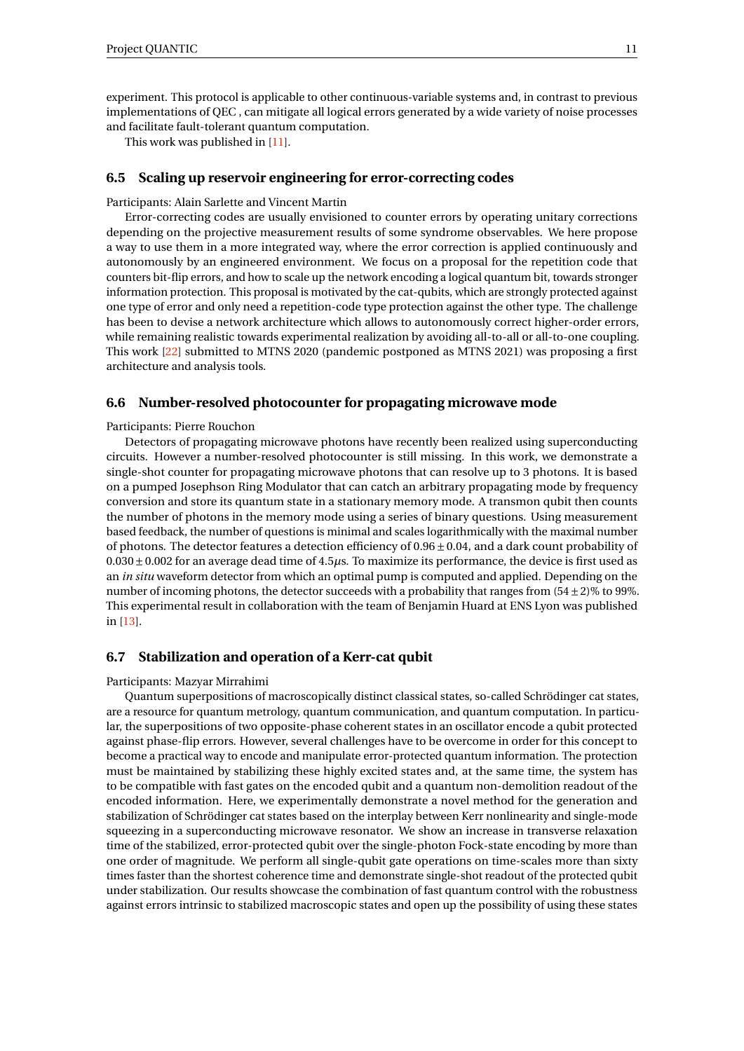experiment. This protocol is applicable to other continuous-variable systems and, in contrast to previous implementations of QEC , can mitigate all logical errors generated by a wide variety of noise processes and facilitate fault-tolerant quantum computation.

This work was published in [11].

### 6.5 Scaling up reservoir engineering for error-correcting codes

Participants: Alain Sarlette and Vincent Martin

Error-correcting codes are usually envisioned to counter errors by operating unitary corrections depending on the projective measurement results of some syndrome observables. We here propose a way to use them in a more integrated way, where the error correction is applied continuously and autonomously by an engineered environment. We focus on a proposal for the repetition code that counters bit-flip errors, and how to scale up the network encoding a logical quantum bit, towards stronger information protection. This proposal is motivated by the cat-qubits, which are strongly protected against one type of error and only need a repetition-code type protection against the other type. The challenge has been to devise a network architecture which allows to autonomously correct higher-order errors, while remaining realistic towards experimental realization by avoiding all-to-all or all-to-one coupling. This work [22] submitted to MTNS 2020 (pandemic postponed as MTNS 2021) was proposing a first architecture and analysis tools.

### 6.6 Number-resolved photocounter for propagating microwave mode

Participants: Pierre Rouchon

Detectors of propagating microwave photons have recently been realized using superconducting circuits. However a number-resolved photocounter is still missing. In this work, we demonstrate a single-shot counter for propagating microwave photons that can resolve up to 3 photons. It is based on a pumped Josephson Ring Modulator that can catch an arbitrary propagating mode by frequency conversion and store its quantum state in a stationary memory mode. A transmon qubit then counts the number of photons in the memory mode using a series of binary questions. Using measurement based feedback, the number of questions is minimal and scales logarithmically with the maximal number of photons. The detector features a detection efficiency of $0.96 \pm 0.04$, and a dark count probability of $0.030 \pm 0.002$ for an average dead time of $4.5\mu$s. To maximize its performance, the device is first used as an *in situ* waveform detector from which an optimal pump is computed and applied. Depending on the number of incoming photons, the detector succeeds with a probability that ranges from $(54 \pm 2)$% to 99%. This experimental result in collaboration with the team of Benjamin Huard at ENS Lyon was published in [13].

### 6.7 Stabilization and operation of a Kerr-cat qubit

Participants: Mazyar Mirrahimi

Quantum superpositions of macroscopically distinct classical states, so-called Schrödinger cat states, are a resource for quantum metrology, quantum communication, and quantum computation. In particular, the superpositions of two opposite-phase coherent states in an oscillator encode a qubit protected against phase-flip errors. However, several challenges have to be overcome in order for this concept to become a practical way to encode and manipulate error-protected quantum information. The protection must be maintained by stabilizing these highly excited states and, at the same time, the system has to be compatible with fast gates on the encoded qubit and a quantum non-demolition readout of the encoded information. Here, we experimentally demonstrate a novel method for the generation and stabilization of Schrödinger cat states based on the interplay between Kerr nonlinearity and single-mode squeezing in a superconducting microwave resonator. We show an increase in transverse relaxation time of the stabilized, error-protected qubit over the single-photon Fock-state encoding by more than one order of magnitude. We perform all single-qubit gate operations on time-scales more than sixty times faster than the shortest coherence time and demonstrate single-shot readout of the protected qubit under stabilization. Our results showcase the combination of fast quantum control with the robustness against errors intrinsic to stabilized macroscopic states and open up the possibility of using these states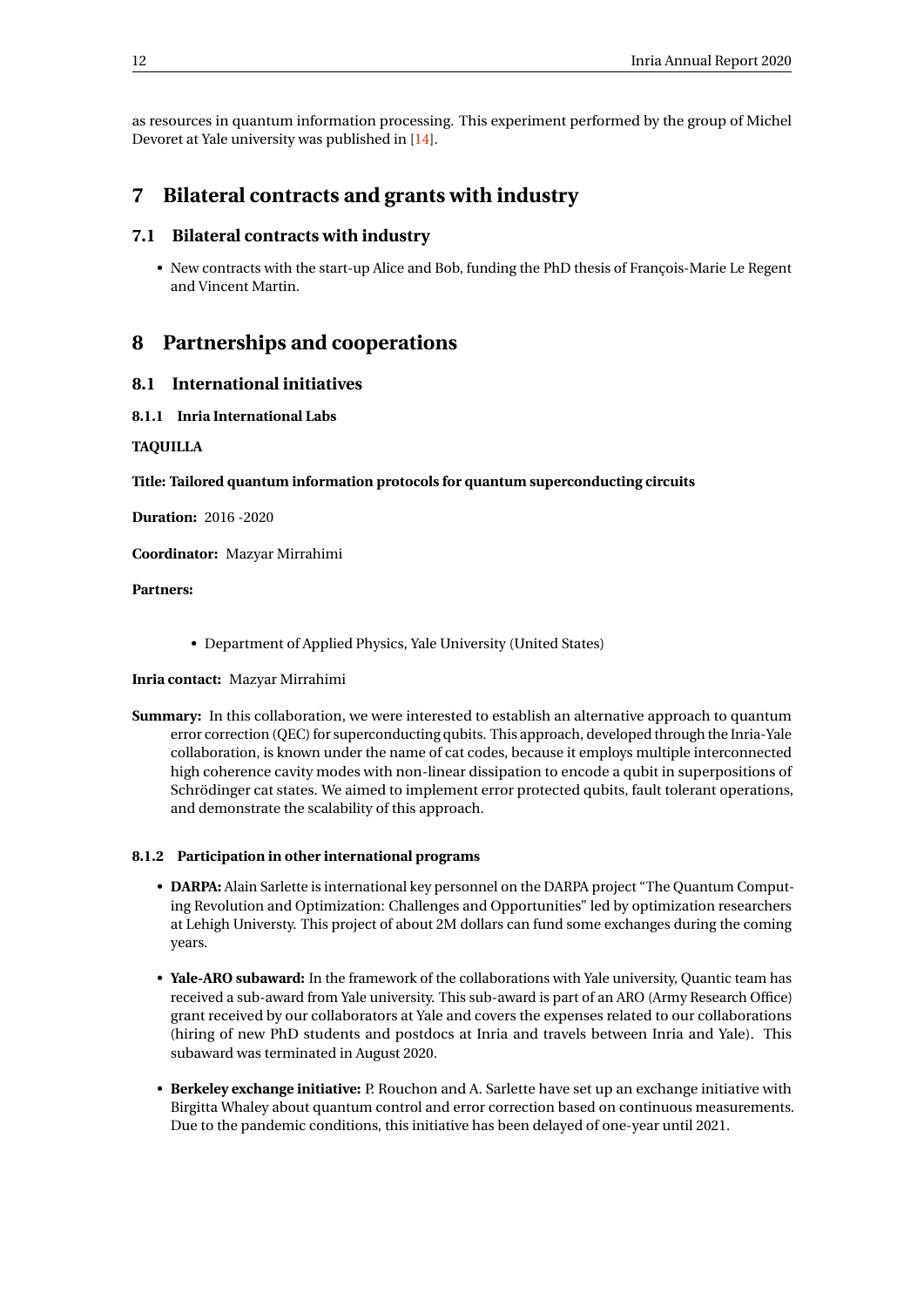as resources in quantum information processing. This experiment performed by the group of Michel Devoret at Yale university was published in [14].

# 7 Bilateral contracts and grants with industry

## 7.1 Bilateral contracts with industry

- New contracts with the start-up Alice and Bob, funding the PhD thesis of François-Marie Le Regent and Vincent Martin.

# 8 Partnerships and cooperations

## 8.1 International initiatives

### 8.1.1 Inria International Labs

**TAQUILLA**

**Title: Tailored quantum information protocols for quantum superconducting circuits**

**Duration:** 2016 -2020

**Coordinator:** Mazyar Mirrahimi

**Partners:**

- Department of Applied Physics, Yale University (United States)

**Inria contact:** Mazyar Mirrahimi

**Summary:** In this collaboration, we were interested to establish an alternative approach to quantum error correction (QEC) for superconducting qubits. This approach, developed through the Inria-Yale collaboration, is known under the name of cat codes, because it employs multiple interconnected high coherence cavity modes with non-linear dissipation to encode a qubit in superpositions of Schrödinger cat states. We aimed to implement error protected qubits, fault tolerant operations, and demonstrate the scalability of this approach.

### 8.1.2 Participation in other international programs

- **DARPA:** Alain Sarlette is international key personnel on the DARPA project "The Quantum Computing Revolution and Optimization: Challenges and Opportunities" led by optimization researchers at Lehigh Universty. This project of about 2M dollars can fund some exchanges during the coming years.
- **Yale-ARO subaward:** In the framework of the collaborations with Yale university, Quantic team has received a sub-award from Yale university. This sub-award is part of an ARO (Army Research Office) grant received by our collaborators at Yale and covers the expenses related to our collaborations (hiring of new PhD students and postdocs at Inria and travels between Inria and Yale). This subaward was terminated in August 2020.
- **Berkeley exchange initiative:** P. Rouchon and A. Sarlette have set up an exchange initiative with Birgitta Whaley about quantum control and error correction based on continuous measurements. Due to the pandemic conditions, this initiative has been delayed of one-year until 2021.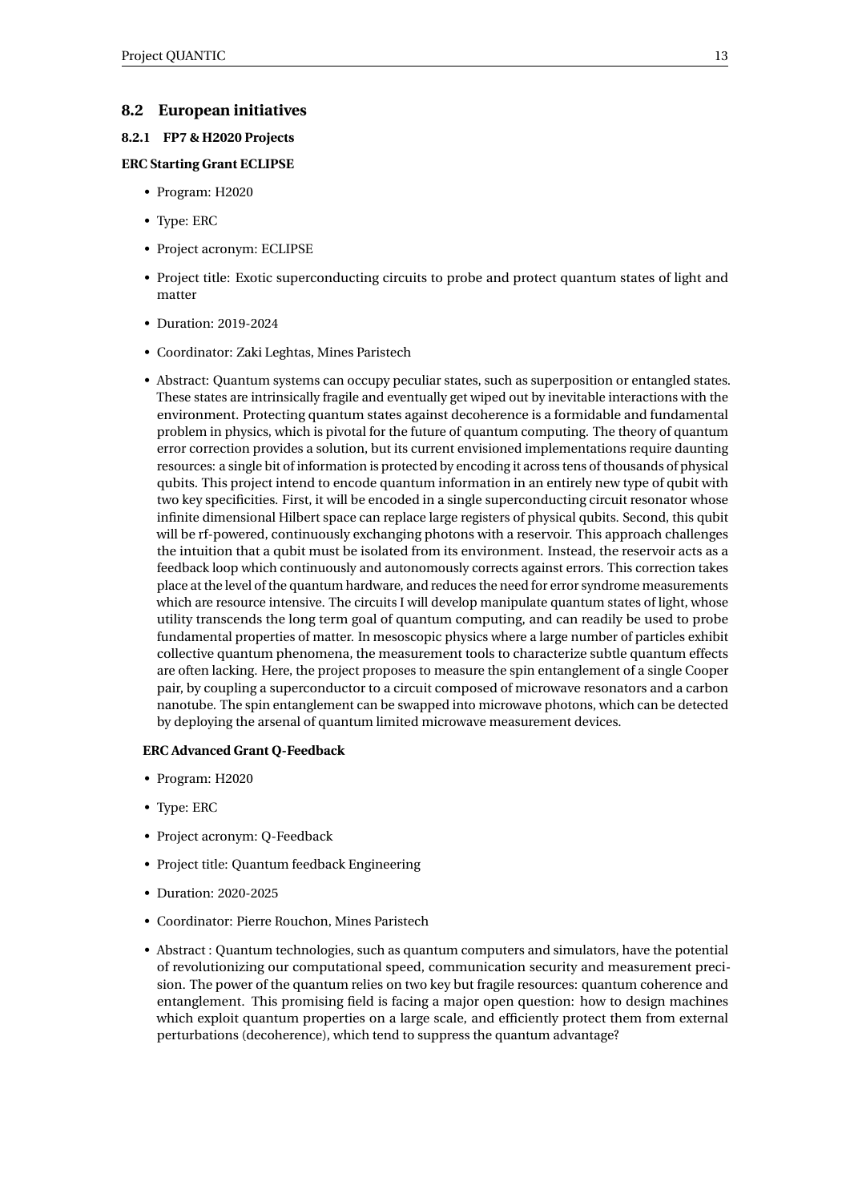## 8.2 European initiatives

### 8.2.1 FP7 & H2020 Projects

**ERC Starting Grant ECLIPSE**

- Program: H2020
- Type: ERC
- Project acronym: ECLIPSE
- Project title: Exotic superconducting circuits to probe and protect quantum states of light and matter
- Duration: 2019-2024
- Coordinator: Zaki Leghtas, Mines Paristech
- Abstract: Quantum systems can occupy peculiar states, such as superposition or entangled states. These states are intrinsically fragile and eventually get wiped out by inevitable interactions with the environment. Protecting quantum states against decoherence is a formidable and fundamental problem in physics, which is pivotal for the future of quantum computing. The theory of quantum error correction provides a solution, but its current envisioned implementations require daunting resources: a single bit of information is protected by encoding it across tens of thousands of physical qubits. This project intend to encode quantum information in an entirely new type of qubit with two key specificities. First, it will be encoded in a single superconducting circuit resonator whose infinite dimensional Hilbert space can replace large registers of physical qubits. Second, this qubit will be rf-powered, continuously exchanging photons with a reservoir. This approach challenges the intuition that a qubit must be isolated from its environment. Instead, the reservoir acts as a feedback loop which continuously and autonomously corrects against errors. This correction takes place at the level of the quantum hardware, and reduces the need for error syndrome measurements which are resource intensive. The circuits I will develop manipulate quantum states of light, whose utility transcends the long term goal of quantum computing, and can readily be used to probe fundamental properties of matter. In mesoscopic physics where a large number of particles exhibit collective quantum phenomena, the measurement tools to characterize subtle quantum effects are often lacking. Here, the project proposes to measure the spin entanglement of a single Cooper pair, by coupling a superconductor to a circuit composed of microwave resonators and a carbon nanotube. The spin entanglement can be swapped into microwave photons, which can be detected by deploying the arsenal of quantum limited microwave measurement devices.

**ERC Advanced Grant Q-Feedback**

- Program: H2020
- Type: ERC
- Project acronym: Q-Feedback
- Project title: Quantum feedback Engineering
- Duration: 2020-2025
- Coordinator: Pierre Rouchon, Mines Paristech
- Abstract : Quantum technologies, such as quantum computers and simulators, have the potential of revolutionizing our computational speed, communication security and measurement precision. The power of the quantum relies on two key but fragile resources: quantum coherence and entanglement. This promising field is facing a major open question: how to design machines which exploit quantum properties on a large scale, and efficiently protect them from external perturbations (decoherence), which tend to suppress the quantum advantage?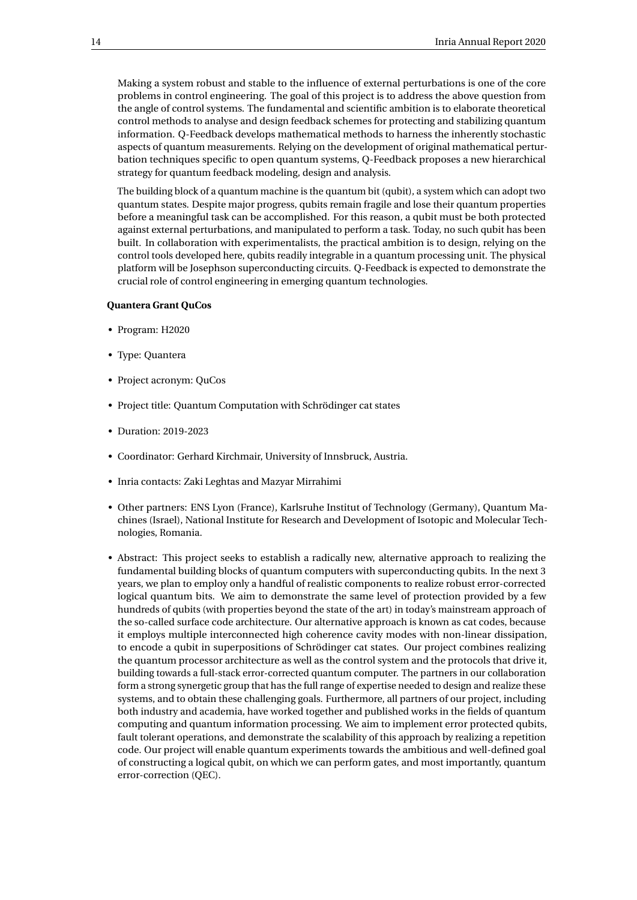Making a system robust and stable to the influence of external perturbations is one of the core problems in control engineering. The goal of this project is to address the above question from the angle of control systems. The fundamental and scientific ambition is to elaborate theoretical control methods to analyse and design feedback schemes for protecting and stabilizing quantum information. Q-Feedback develops mathematical methods to harness the inherently stochastic aspects of quantum measurements. Relying on the development of original mathematical perturbation techniques specific to open quantum systems, Q-Feedback proposes a new hierarchical strategy for quantum feedback modeling, design and analysis.

The building block of a quantum machine is the quantum bit (qubit), a system which can adopt two quantum states. Despite major progress, qubits remain fragile and lose their quantum properties before a meaningful task can be accomplished. For this reason, a qubit must be both protected against external perturbations, and manipulated to perform a task. Today, no such qubit has been built. In collaboration with experimentalists, the practical ambition is to design, relying on the control tools developed here, qubits readily integrable in a quantum processing unit. The physical platform will be Josephson superconducting circuits. Q-Feedback is expected to demonstrate the crucial role of control engineering in emerging quantum technologies.

**Quantera Grant QuCos**

- Program: H2020
- Type: Quantera
- Project acronym: QuCos
- Project title: Quantum Computation with Schrödinger cat states
- Duration: 2019-2023
- Coordinator: Gerhard Kirchmair, University of Innsbruck, Austria.
- Inria contacts: Zaki Leghtas and Mazyar Mirrahimi
- Other partners: ENS Lyon (France), Karlsruhe Institut of Technology (Germany), Quantum Machines (Israel), National Institute for Research and Development of Isotopic and Molecular Technologies, Romania.
- Abstract: This project seeks to establish a radically new, alternative approach to realizing the fundamental building blocks of quantum computers with superconducting qubits. In the next 3 years, we plan to employ only a handful of realistic components to realize robust error-corrected logical quantum bits. We aim to demonstrate the same level of protection provided by a few hundreds of qubits (with properties beyond the state of the art) in today's mainstream approach of the so-called surface code architecture. Our alternative approach is known as cat codes, because it employs multiple interconnected high coherence cavity modes with non-linear dissipation, to encode a qubit in superpositions of Schrödinger cat states. Our project combines realizing the quantum processor architecture as well as the control system and the protocols that drive it, building towards a full-stack error-corrected quantum computer. The partners in our collaboration form a strong synergetic group that has the full range of expertise needed to design and realize these systems, and to obtain these challenging goals. Furthermore, all partners of our project, including both industry and academia, have worked together and published works in the fields of quantum computing and quantum information processing. We aim to implement error protected qubits, fault tolerant operations, and demonstrate the scalability of this approach by realizing a repetition code. Our project will enable quantum experiments towards the ambitious and well-defined goal of constructing a logical qubit, on which we can perform gates, and most importantly, quantum error-correction (QEC).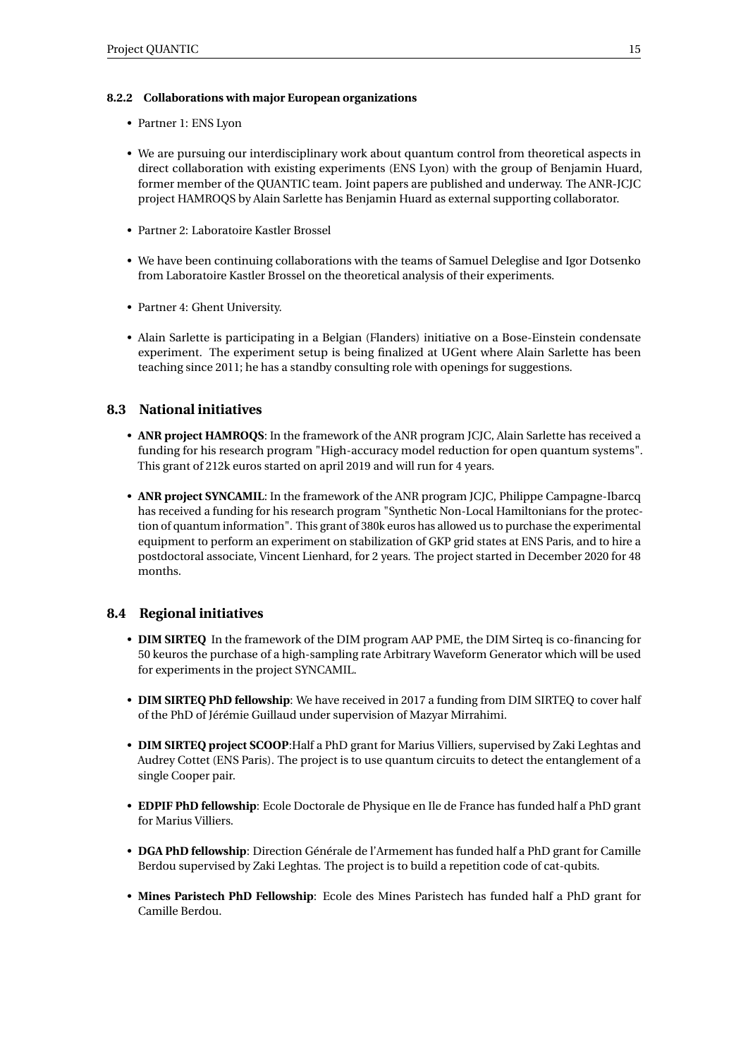#### 8.2.2 Collaborations with major European organizations

- Partner 1: ENS Lyon
- We are pursuing our interdisciplinary work about quantum control from theoretical aspects in direct collaboration with existing experiments (ENS Lyon) with the group of Benjamin Huard, former member of the QUANTIC team. Joint papers are published and underway. The ANR-JCJC project HAMROQS by Alain Sarlette has Benjamin Huard as external supporting collaborator.
- Partner 2: Laboratoire Kastler Brossel
- We have been continuing collaborations with the teams of Samuel Deleglise and Igor Dotsenko from Laboratoire Kastler Brossel on the theoretical analysis of their experiments.
- Partner 4: Ghent University.
- Alain Sarlette is participating in a Belgian (Flanders) initiative on a Bose-Einstein condensate experiment. The experiment setup is being finalized at UGent where Alain Sarlette has been teaching since 2011; he has a standby consulting role with openings for suggestions.

### 8.3 National initiatives

- **ANR project HAMROQS**: In the framework of the ANR program JCJC, Alain Sarlette has received a funding for his research program "High-accuracy model reduction for open quantum systems". This grant of 212k euros started on april 2019 and will run for 4 years.
- **ANR project SYNCAMIL**: In the framework of the ANR program JCJC, Philippe Campagne-Ibarcq has received a funding for his research program "Synthetic Non-Local Hamiltonians for the protection of quantum information". This grant of 380k euros has allowed us to purchase the experimental equipment to perform an experiment on stabilization of GKP grid states at ENS Paris, and to hire a postdoctoral associate, Vincent Lienhard, for 2 years. The project started in December 2020 for 48 months.

### 8.4 Regional initiatives

- **DIM SIRTEQ** In the framework of the DIM program AAP PME, the DIM Sirteq is co-financing for 50 keuros the purchase of a high-sampling rate Arbitrary Waveform Generator which will be used for experiments in the project SYNCAMIL.
- **DIM SIRTEQ PhD fellowship**: We have received in 2017 a funding from DIM SIRTEQ to cover half of the PhD of Jérémie Guillaud under supervision of Mazyar Mirrahimi.
- **DIM SIRTEQ project SCOOP**:Half a PhD grant for Marius Villiers, supervised by Zaki Leghtas and Audrey Cottet (ENS Paris). The project is to use quantum circuits to detect the entanglement of a single Cooper pair.
- **EDPIF PhD fellowship**: Ecole Doctorale de Physique en Ile de France has funded half a PhD grant for Marius Villiers.
- **DGA PhD fellowship**: Direction Générale de l'Armement has funded half a PhD grant for Camille Berdou supervised by Zaki Leghtas. The project is to build a repetition code of cat-qubits.
- **Mines Paristech PhD Fellowship**: Ecole des Mines Paristech has funded half a PhD grant for Camille Berdou.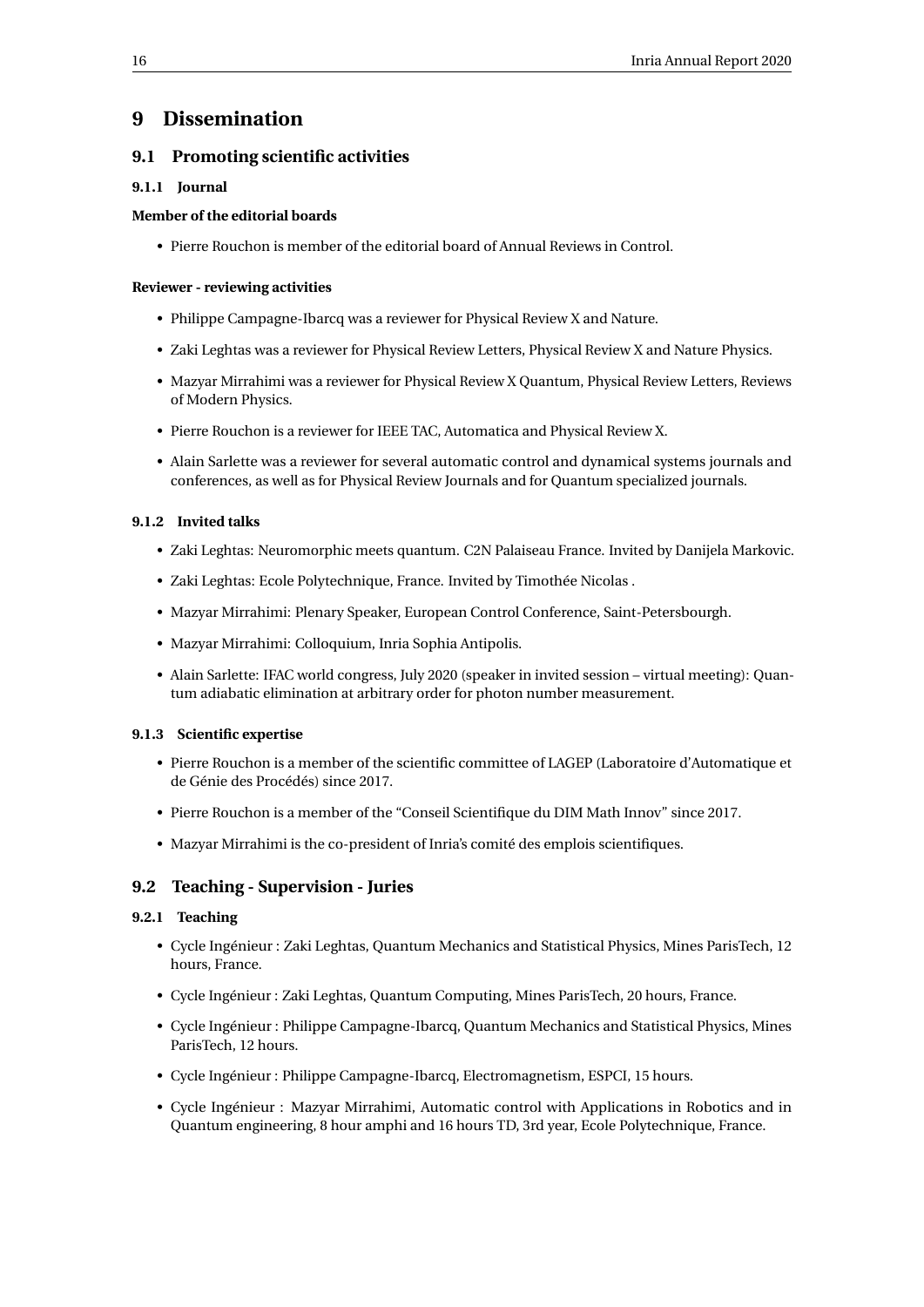# 9 Dissemination

## 9.1 Promoting scientific activities

### 9.1.1 Journal

**Member of the editorial boards**

- Pierre Rouchon is member of the editorial board of Annual Reviews in Control.

**Reviewer - reviewing activities**

- Philippe Campagne-Ibarcq was a reviewer for Physical Review X and Nature.
- Zaki Leghtas was a reviewer for Physical Review Letters, Physical Review X and Nature Physics.
- Mazyar Mirrahimi was a reviewer for Physical Review X Quantum, Physical Review Letters, Reviews of Modern Physics.
- Pierre Rouchon is a reviewer for IEEE TAC, Automatica and Physical Review X.
- Alain Sarlette was a reviewer for several automatic control and dynamical systems journals and conferences, as well as for Physical Review Journals and for Quantum specialized journals.

### 9.1.2 Invited talks

- Zaki Leghtas: Neuromorphic meets quantum. C2N Palaiseau France. Invited by Danijela Markovic.
- Zaki Leghtas: Ecole Polytechnique, France. Invited by Timothée Nicolas .
- Mazyar Mirrahimi: Plenary Speaker, European Control Conference, Saint-Petersbourgh.
- Mazyar Mirrahimi: Colloquium, Inria Sophia Antipolis.
- Alain Sarlette: IFAC world congress, July 2020 (speaker in invited session – virtual meeting): Quantum adiabatic elimination at arbitrary order for photon number measurement.

### 9.1.3 Scientific expertise

- Pierre Rouchon is a member of the scientific committee of LAGEP (Laboratoire d'Automatique et de Génie des Procédés) since 2017.
- Pierre Rouchon is a member of the "Conseil Scientifique du DIM Math Innov" since 2017.
- Mazyar Mirrahimi is the co-president of Inria's comité des emplois scientifiques.

## 9.2 Teaching - Supervision - Juries

### 9.2.1 Teaching

- Cycle Ingénieur : Zaki Leghtas, Quantum Mechanics and Statistical Physics, Mines ParisTech, 12 hours, France.
- Cycle Ingénieur : Zaki Leghtas, Quantum Computing, Mines ParisTech, 20 hours, France.
- Cycle Ingénieur : Philippe Campagne-Ibarcq, Quantum Mechanics and Statistical Physics, Mines ParisTech, 12 hours.
- Cycle Ingénieur : Philippe Campagne-Ibarcq, Electromagnetism, ESPCI, 15 hours.
- Cycle Ingénieur : Mazyar Mirrahimi, Automatic control with Applications in Robotics and in Quantum engineering, 8 hour amphi and 16 hours TD, 3rd year, Ecole Polytechnique, France.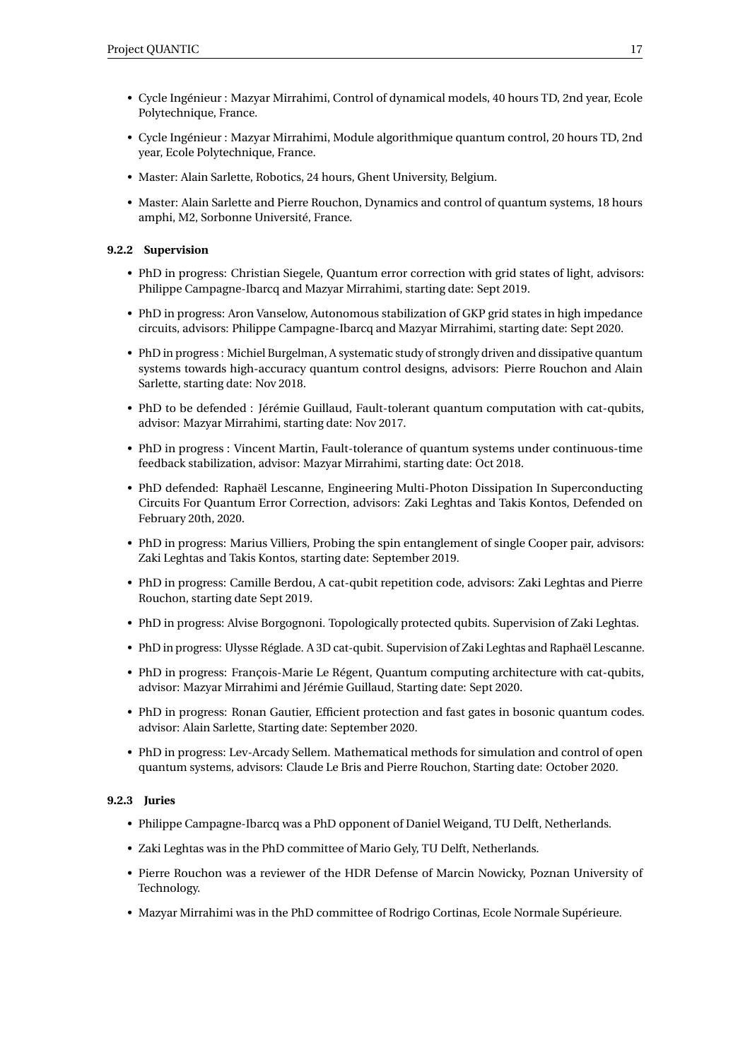- Cycle Ingénieur : Mazyar Mirrahimi, Control of dynamical models, 40 hours TD, 2nd year, Ecole Polytechnique, France.
- Cycle Ingénieur : Mazyar Mirrahimi, Module algorithmique quantum control, 20 hours TD, 2nd year, Ecole Polytechnique, France.
- Master: Alain Sarlette, Robotics, 24 hours, Ghent University, Belgium.
- Master: Alain Sarlette and Pierre Rouchon, Dynamics and control of quantum systems, 18 hours amphi, M2, Sorbonne Université, France.

#### 9.2.2 Supervision

- PhD in progress: Christian Siegele, Quantum error correction with grid states of light, advisors: Philippe Campagne-Ibarcq and Mazyar Mirrahimi, starting date: Sept 2019.
- PhD in progress: Aron Vanselow, Autonomous stabilization of GKP grid states in high impedance circuits, advisors: Philippe Campagne-Ibarcq and Mazyar Mirrahimi, starting date: Sept 2020.
- PhD in progress : Michiel Burgelman, A systematic study of strongly driven and dissipative quantum systems towards high-accuracy quantum control designs, advisors: Pierre Rouchon and Alain Sarlette, starting date: Nov 2018.
- PhD to be defended : Jérémie Guillaud, Fault-tolerant quantum computation with cat-qubits, advisor: Mazyar Mirrahimi, starting date: Nov 2017.
- PhD in progress : Vincent Martin, Fault-tolerance of quantum systems under continuous-time feedback stabilization, advisor: Mazyar Mirrahimi, starting date: Oct 2018.
- PhD defended: Raphaël Lescanne, Engineering Multi-Photon Dissipation In Superconducting Circuits For Quantum Error Correction, advisors: Zaki Leghtas and Takis Kontos, Defended on February 20th, 2020.
- PhD in progress: Marius Villiers, Probing the spin entanglement of single Cooper pair, advisors: Zaki Leghtas and Takis Kontos, starting date: September 2019.
- PhD in progress: Camille Berdou, A cat-qubit repetition code, advisors: Zaki Leghtas and Pierre Rouchon, starting date Sept 2019.
- PhD in progress: Alvise Borgognoni. Topologically protected qubits. Supervision of Zaki Leghtas.
- PhD in progress: Ulysse Réglade. A 3D cat-qubit. Supervision of Zaki Leghtas and Raphaël Lescanne.
- PhD in progress: François-Marie Le Régent, Quantum computing architecture with cat-qubits, advisor: Mazyar Mirrahimi and Jérémie Guillaud, Starting date: Sept 2020.
- PhD in progress: Ronan Gautier, Efficient protection and fast gates in bosonic quantum codes. advisor: Alain Sarlette, Starting date: September 2020.
- PhD in progress: Lev-Arcady Sellem. Mathematical methods for simulation and control of open quantum systems, advisors: Claude Le Bris and Pierre Rouchon, Starting date: October 2020.

#### 9.2.3 Juries

- Philippe Campagne-Ibarcq was a PhD opponent of Daniel Weigand, TU Delft, Netherlands.
- Zaki Leghtas was in the PhD committee of Mario Gely, TU Delft, Netherlands.
- Pierre Rouchon was a reviewer of the HDR Defense of Marcin Nowicky, Poznan University of Technology.
- Mazyar Mirrahimi was in the PhD committee of Rodrigo Cortinas, Ecole Normale Supérieure.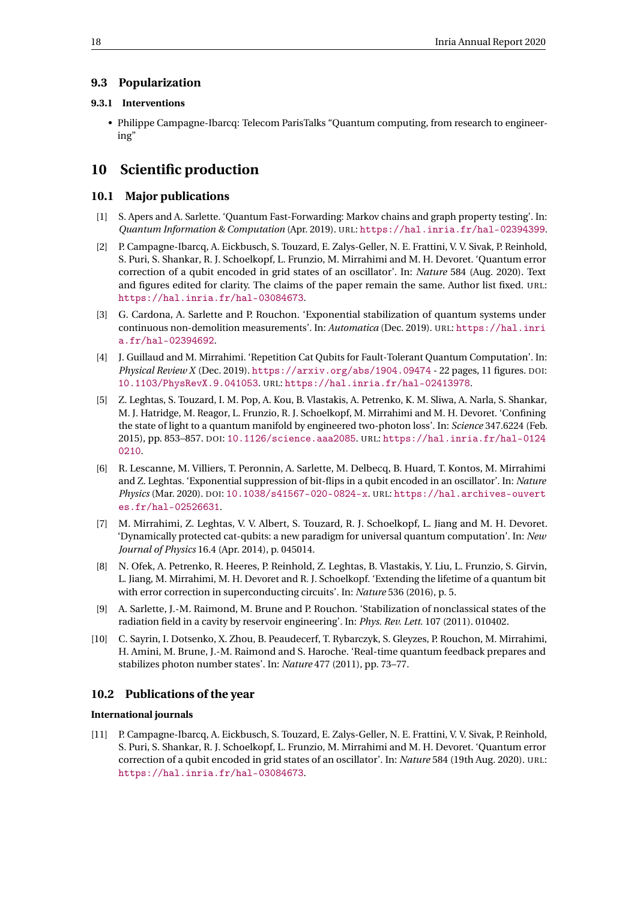### 9.3 Popularization

#### 9.3.1 Interventions

- Philippe Campagne-Ibarcq: Telecom ParisTalks “Quantum computing, from research to engineering”

## 10 Scientific production

### 10.1 Major publications

[1] S. Apers and A. Sarlette. ‘Quantum Fast-Forwarding: Markov chains and graph property testing’. In: *Quantum Information & Computation* (Apr. 2019). URL: https://hal.inria.fr/hal-02394399.

[2] P. Campagne-Ibarcq, A. Eickbusch, S. Touzard, E. Zalys-Geller, N. E. Frattini, V. V. Sivak, P. Reinhold, S. Puri, S. Shankar, R. J. Schoelkopf, L. Frunzio, M. Mirrahimi and M. H. Devoret. ‘Quantum error correction of a qubit encoded in grid states of an oscillator’. In: *Nature* 584 (Aug. 2020). Text and figures edited for clarity. The claims of the paper remain the same. Author list fixed. URL: https://hal.inria.fr/hal-03084673.

[3] G. Cardona, A. Sarlette and P. Rouchon. ‘Exponential stabilization of quantum systems under continuous non-demolition measurements’. In: *Automatica* (Dec. 2019). URL: https://hal.inria.fr/hal-02394692.

[4] J. Guillaud and M. Mirrahimi. ‘Repetition Cat Qubits for Fault-Tolerant Quantum Computation’. In: *Physical Review X* (Dec. 2019). https://arxiv.org/abs/1904.09474 - 22 pages, 11 figures. DOI: 10.1103/PhysRevX.9.041053. URL: https://hal.inria.fr/hal-02413978.

[5] Z. Leghtas, S. Touzard, I. M. Pop, A. Kou, B. Vlastakis, A. Petrenko, K. M. Sliwa, A. Narla, S. Shankar, M. J. Hatridge, M. Reagor, L. Frunzio, R. J. Schoelkopf, M. Mirrahimi and M. H. Devoret. ‘Confining the state of light to a quantum manifold by engineered two-photon loss’. In: *Science* 347.6224 (Feb. 2015), pp. 853–857. DOI: 10.1126/science.aaa2085. URL: https://hal.inria.fr/hal-01240210.

[6] R. Lescanne, M. Villiers, T. Peronnin, A. Sarlette, M. Delbecq, B. Huard, T. Kontos, M. Mirrahimi and Z. Leghtas. ‘Exponential suppression of bit-flips in a qubit encoded in an oscillator’. In: *Nature Physics* (Mar. 2020). DOI: 10.1038/s41567-020-0824-x. URL: https://hal.archives-ouvertes.fr/hal-02526631.

[7] M. Mirrahimi, Z. Leghtas, V. V. Albert, S. Touzard, R. J. Schoelkopf, L. Jiang and M. H. Devoret. ‘Dynamically protected cat-qubits: a new paradigm for universal quantum computation’. In: *New Journal of Physics* 16.4 (Apr. 2014), p. 045014.

[8] N. Ofek, A. Petrenko, R. Heeres, P. Reinhold, Z. Leghtas, B. Vlastakis, Y. Liu, L. Frunzio, S. Girvin, L. Jiang, M. Mirrahimi, M. H. Devoret and R. J. Schoelkopf. ‘Extending the lifetime of a quantum bit with error correction in superconducting circuits’. In: *Nature* 536 (2016), p. 5.

[9] A. Sarlette, J.-M. Raimond, M. Brune and P. Rouchon. ‘Stabilization of nonclassical states of the radiation field in a cavity by reservoir engineering’. In: *Phys. Rev. Lett.* 107 (2011). 010402.

[10] C. Sayrin, I. Dotsenko, X. Zhou, B. Peaudecerf, T. Rybarczyk, S. Gleyzes, P. Rouchon, M. Mirrahimi, H. Amini, M. Brune, J.-M. Raimond and S. Haroche. ‘Real-time quantum feedback prepares and stabilizes photon number states’. In: *Nature* 477 (2011), pp. 73–77.

### 10.2 Publications of the year

**International journals**

[11] P. Campagne-Ibarcq, A. Eickbusch, S. Touzard, E. Zalys-Geller, N. E. Frattini, V. V. Sivak, P. Reinhold, S. Puri, S. Shankar, R. J. Schoelkopf, L. Frunzio, M. Mirrahimi and M. H. Devoret. ‘Quantum error correction of a qubit encoded in grid states of an oscillator’. In: *Nature* 584 (19th Aug. 2020). URL: https://hal.inria.fr/hal-03084673.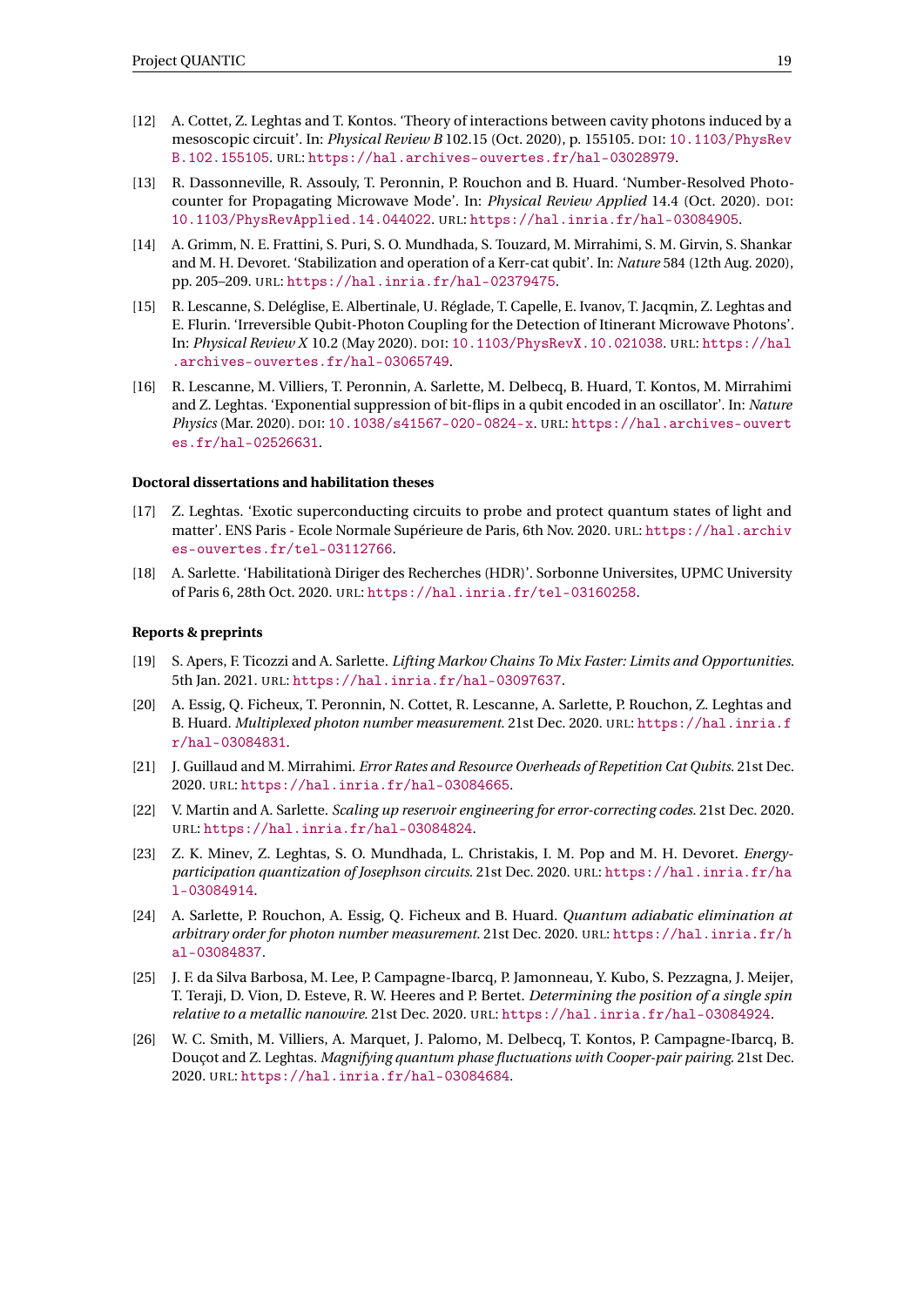[12] A. Cottet, Z. Leghtas and T. Kontos. 'Theory of interactions between cavity photons induced by a mesoscopic circuit'. In: *Physical Review B* 102.15 (Oct. 2020), p. 155105. DOI: 10.1103/PhysRevB.102.155105. URL: https://hal.archives-ouvertes.fr/hal-03028979.

[13] R. Dassonneville, R. Assouly, T. Peronnin, P. Rouchon and B. Huard. 'Number-Resolved Photocounter for Propagating Microwave Mode'. In: *Physical Review Applied* 14.4 (Oct. 2020). DOI: 10.1103/PhysRevApplied.14.044022. URL: https://hal.inria.fr/hal-03084905.

[14] A. Grimm, N. E. Frattini, S. Puri, S. O. Mundhada, S. Touzard, M. Mirrahimi, S. M. Girvin, S. Shankar and M. H. Devoret. 'Stabilization and operation of a Kerr-cat qubit'. In: *Nature* 584 (12th Aug. 2020), pp. 205–209. URL: https://hal.inria.fr/hal-02379475.

[15] R. Lescanne, S. Deléglise, E. Albertinale, U. Réglade, T. Capelle, E. Ivanov, T. Jacqmin, Z. Leghtas and E. Flurin. 'Irreversible Qubit-Photon Coupling for the Detection of Itinerant Microwave Photons'. In: *Physical Review X* 10.2 (May 2020). DOI: 10.1103/PhysRevX.10.021038. URL: https://hal.archives-ouvertes.fr/hal-03065749.

[16] R. Lescanne, M. Villiers, T. Peronnin, A. Sarlette, M. Delbecq, B. Huard, T. Kontos, M. Mirrahimi and Z. Leghtas. 'Exponential suppression of bit-flips in a qubit encoded in an oscillator'. In: *Nature Physics* (Mar. 2020). DOI: 10.1038/s41567-020-0824-x. URL: https://hal.archives-ouvertes.fr/hal-02526631.

### Doctoral dissertations and habilitation theses

[17] Z. Leghtas. 'Exotic superconducting circuits to probe and protect quantum states of light and matter'. ENS Paris - Ecole Normale Supérieure de Paris, 6th Nov. 2020. URL: https://hal.archives-ouvertes.fr/tel-03112766.

[18] A. Sarlette. 'Habilitationà Diriger des Recherches (HDR)'. Sorbonne Universites, UPMC University of Paris 6, 28th Oct. 2020. URL: https://hal.inria.fr/tel-03160258.

### Reports & preprints

[19] S. Apers, F. Ticozzi and A. Sarlette. *Lifting Markov Chains To Mix Faster: Limits and Opportunities*. 5th Jan. 2021. URL: https://hal.inria.fr/hal-03097637.

[20] A. Essig, Q. Ficheux, T. Peronnin, N. Cottet, R. Lescanne, A. Sarlette, P. Rouchon, Z. Leghtas and B. Huard. *Multiplexed photon number measurement*. 21st Dec. 2020. URL: https://hal.inria.fr/hal-03084831.

[21] J. Guillaud and M. Mirrahimi. *Error Rates and Resource Overheads of Repetition Cat Qubits*. 21st Dec. 2020. URL: https://hal.inria.fr/hal-03084665.

[22] V. Martin and A. Sarlette. *Scaling up reservoir engineering for error-correcting codes*. 21st Dec. 2020. URL: https://hal.inria.fr/hal-03084824.

[23] Z. K. Minev, Z. Leghtas, S. O. Mundhada, L. Christakis, I. M. Pop and M. H. Devoret. *Energy-participation quantization of Josephson circuits*. 21st Dec. 2020. URL: https://hal.inria.fr/hal-03084914.

[24] A. Sarlette, P. Rouchon, A. Essig, Q. Ficheux and B. Huard. *Quantum adiabatic elimination at arbitrary order for photon number measurement*. 21st Dec. 2020. URL: https://hal.inria.fr/hal-03084837.

[25] J. F. da Silva Barbosa, M. Lee, P. Campagne-Ibarcq, P. Jamonneau, Y. Kubo, S. Pezzagna, J. Meijer, T. Teraji, D. Vion, D. Esteve, R. W. Heeres and P. Bertet. *Determining the position of a single spin relative to a metallic nanowire*. 21st Dec. 2020. URL: https://hal.inria.fr/hal-03084924.

[26] W. C. Smith, M. Villiers, A. Marquet, J. Palomo, M. Delbecq, T. Kontos, P. Campagne-Ibarcq, B. Douçot and Z. Leghtas. *Magnifying quantum phase fluctuations with Cooper-pair pairing*. 21st Dec. 2020. URL: https://hal.inria.fr/hal-03084684.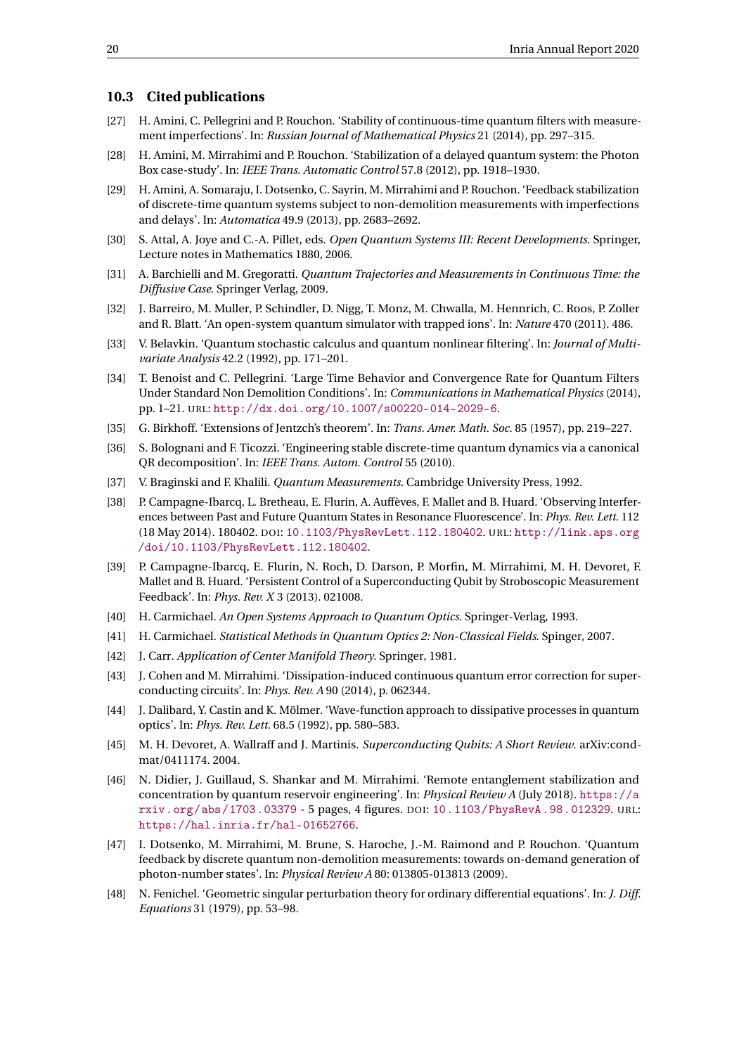### 10.3 Cited publications

[27] H. Amini, C. Pellegrini and P. Rouchon. 'Stability of continuous-time quantum filters with measurement imperfections'. In: *Russian Journal of Mathematical Physics* 21 (2014), pp. 297–315.

[28] H. Amini, M. Mirrahimi and P. Rouchon. 'Stabilization of a delayed quantum system: the Photon Box case-study'. In: *IEEE Trans. Automatic Control* 57.8 (2012), pp. 1918–1930.

[29] H. Amini, A. Somaraju, I. Dotsenko, C. Sayrin, M. Mirrahimi and P. Rouchon. 'Feedback stabilization of discrete-time quantum systems subject to non-demolition measurements with imperfections and delays'. In: *Automatica* 49.9 (2013), pp. 2683–2692.

[30] S. Attal, A. Joye and C.-A. Pillet, eds. *Open Quantum Systems III: Recent Developments*. Springer, Lecture notes in Mathematics 1880, 2006.

[31] A. Barchielli and M. Gregoratti. *Quantum Trajectories and Measurements in Continuous Time: the Diffusive Case*. Springer Verlag, 2009.

[32] J. Barreiro, M. Muller, P. Schindler, D. Nigg, T. Monz, M. Chwalla, M. Hennrich, C. Roos, P. Zoller and R. Blatt. 'An open-system quantum simulator with trapped ions'. In: *Nature* 470 (2011). 486.

[33] V. Belavkin. 'Quantum stochastic calculus and quantum nonlinear filtering'. In: *Journal of Multivariate Analysis* 42.2 (1992), pp. 171–201.

[34] T. Benoist and C. Pellegrini. 'Large Time Behavior and Convergence Rate for Quantum Filters Under Standard Non Demolition Conditions'. In: *Communications in Mathematical Physics* (2014), pp. 1–21. URL: http://dx.doi.org/10.1007/s00220-014-2029-6.

[35] G. Birkhoff. 'Extensions of Jentzch's theorem'. In: *Trans. Amer. Math. Soc.* 85 (1957), pp. 219–227.

[36] S. Bolognani and F. Ticozzi. 'Engineering stable discrete-time quantum dynamics via a canonical QR decomposition'. In: *IEEE Trans. Autom. Control* 55 (2010).

[37] V. Braginski and F. Khalili. *Quantum Measurements*. Cambridge University Press, 1992.

[38] P. Campagne-Ibarcq, L. Bretheau, E. Flurin, A. Auffèves, F. Mallet and B. Huard. 'Observing Interferences between Past and Future Quantum States in Resonance Fluorescence'. In: *Phys. Rev. Lett.* 112 (18 May 2014). 180402. DOI: 10.1103/PhysRevLett.112.180402. URL: http://link.aps.org/doi/10.1103/PhysRevLett.112.180402.

[39] P. Campagne-Ibarcq, E. Flurin, N. Roch, D. Darson, P. Morfin, M. Mirrahimi, M. H. Devoret, F. Mallet and B. Huard. 'Persistent Control of a Superconducting Qubit by Stroboscopic Measurement Feedback'. In: *Phys. Rev. X* 3 (2013). 021008.

[40] H. Carmichael. *An Open Systems Approach to Quantum Optics*. Springer-Verlag, 1993.

[41] H. Carmichael. *Statistical Methods in Quantum Optics 2: Non-Classical Fields*. Spinger, 2007.

[42] J. Carr. *Application of Center Manifold Theory*. Springer, 1981.

[43] J. Cohen and M. Mirrahimi. 'Dissipation-induced continuous quantum error correction for superconducting circuits'. In: *Phys. Rev. A* 90 (2014), p. 062344.

[44] J. Dalibard, Y. Castin and K. Mölmer. 'Wave-function approach to dissipative processes in quantum optics'. In: *Phys. Rev. Lett.* 68.5 (1992), pp. 580–583.

[45] M. H. Devoret, A. Wallraff and J. Martinis. *Superconducting Qubits: A Short Review*. arXiv:cond-mat/0411174. 2004.

[46] N. Didier, J. Guillaud, S. Shankar and M. Mirrahimi. 'Remote entanglement stabilization and concentration by quantum reservoir engineering'. In: *Physical Review A* (July 2018). https://arxiv.org/abs/1703.03379 - 5 pages, 4 figures. DOI: 10.1103/PhysRevA.98.012329. URL: https://hal.inria.fr/hal-01652766.

[47] I. Dotsenko, M. Mirrahimi, M. Brune, S. Haroche, J.-M. Raimond and P. Rouchon. 'Quantum feedback by discrete quantum non-demolition measurements: towards on-demand generation of photon-number states'. In: *Physical Review A* 80: 013805-013813 (2009).

[48] N. Fenichel. 'Geometric singular perturbation theory for ordinary differential equations'. In: *J. Diff. Equations* 31 (1979), pp. 53–98.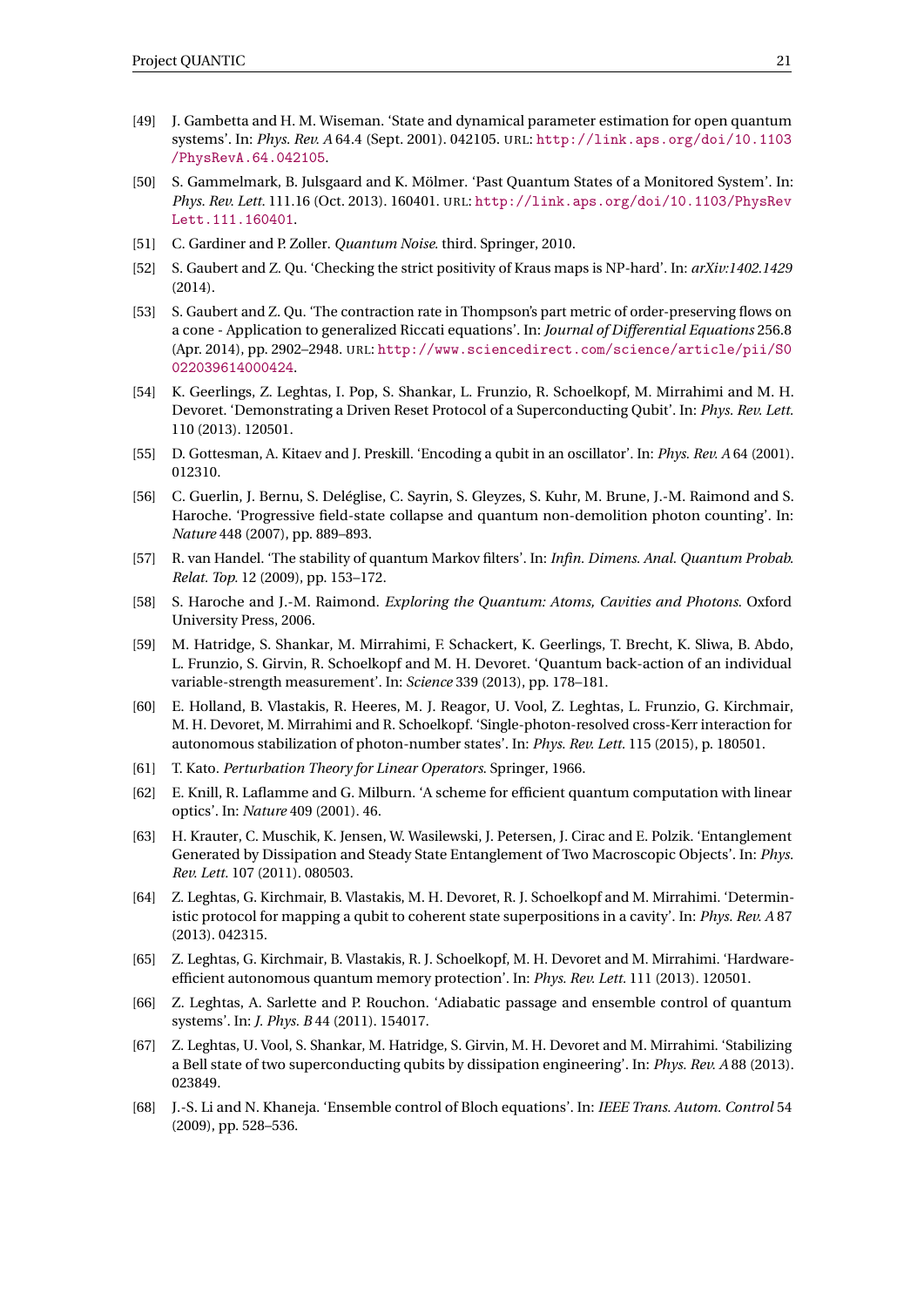- [49] J. Gambetta and H. M. Wiseman. 'State and dynamical parameter estimation for open quantum systems'. In: *Phys. Rev. A* 64.4 (Sept. 2001). 042105. URL: http://link.aps.org/doi/10.1103/PhysRevA.64.042105.
- [50] S. Gammelmark, B. Julsgaard and K. Mölmer. 'Past Quantum States of a Monitored System'. In: *Phys. Rev. Lett.* 111.16 (Oct. 2013). 160401. URL: http://link.aps.org/doi/10.1103/PhysRevLett.111.160401.
- [51] C. Gardiner and P. Zoller. *Quantum Noise*. third. Springer, 2010.
- [52] S. Gaubert and Z. Qu. 'Checking the strict positivity of Kraus maps is NP-hard'. In: *arXiv:1402.1429* (2014).
- [53] S. Gaubert and Z. Qu. 'The contraction rate in Thompson's part metric of order-preserving flows on a cone - Application to generalized Riccati equations'. In: *Journal of Differential Equations* 256.8 (Apr. 2014), pp. 2902–2948. URL: http://www.sciencedirect.com/science/article/pii/S0022039614000424.
- [54] K. Geerlings, Z. Leghtas, I. Pop, S. Shankar, L. Frunzio, R. Schoelkopf, M. Mirrahimi and M. H. Devoret. 'Demonstrating a Driven Reset Protocol of a Superconducting Qubit'. In: *Phys. Rev. Lett.* 110 (2013). 120501.
- [55] D. Gottesman, A. Kitaev and J. Preskill. 'Encoding a qubit in an oscillator'. In: *Phys. Rev. A* 64 (2001). 012310.
- [56] C. Guerlin, J. Bernu, S. Deléglise, C. Sayrin, S. Gleyzes, S. Kuhr, M. Brune, J.-M. Raimond and S. Haroche. 'Progressive field-state collapse and quantum non-demolition photon counting'. In: *Nature* 448 (2007), pp. 889–893.
- [57] R. van Handel. 'The stability of quantum Markov filters'. In: *Infin. Dimens. Anal. Quantum Probab. Relat. Top.* 12 (2009), pp. 153–172.
- [58] S. Haroche and J.-M. Raimond. *Exploring the Quantum: Atoms, Cavities and Photons*. Oxford University Press, 2006.
- [59] M. Hatridge, S. Shankar, M. Mirrahimi, F. Schackert, K. Geerlings, T. Brecht, K. Sliwa, B. Abdo, L. Frunzio, S. Girvin, R. Schoelkopf and M. H. Devoret. 'Quantum back-action of an individual variable-strength measurement'. In: *Science* 339 (2013), pp. 178–181.
- [60] E. Holland, B. Vlastakis, R. Heeres, M. J. Reagor, U. Vool, Z. Leghtas, L. Frunzio, G. Kirchmair, M. H. Devoret, M. Mirrahimi and R. Schoelkopf. 'Single-photon-resolved cross-Kerr interaction for autonomous stabilization of photon-number states'. In: *Phys. Rev. Lett.* 115 (2015), p. 180501.
- [61] T. Kato. *Perturbation Theory for Linear Operators*. Springer, 1966.
- [62] E. Knill, R. Laflamme and G. Milburn. 'A scheme for efficient quantum computation with linear optics'. In: *Nature* 409 (2001). 46.
- [63] H. Krauter, C. Muschik, K. Jensen, W. Wasilewski, J. Petersen, J. Cirac and E. Polzik. 'Entanglement Generated by Dissipation and Steady State Entanglement of Two Macroscopic Objects'. In: *Phys. Rev. Lett.* 107 (2011). 080503.
- [64] Z. Leghtas, G. Kirchmair, B. Vlastakis, M. H. Devoret, R. J. Schoelkopf and M. Mirrahimi. 'Deterministic protocol for mapping a qubit to coherent state superpositions in a cavity'. In: *Phys. Rev. A* 87 (2013). 042315.
- [65] Z. Leghtas, G. Kirchmair, B. Vlastakis, R. J. Schoelkopf, M. H. Devoret and M. Mirrahimi. 'Hardware-efficient autonomous quantum memory protection'. In: *Phys. Rev. Lett.* 111 (2013). 120501.
- [66] Z. Leghtas, A. Sarlette and P. Rouchon. 'Adiabatic passage and ensemble control of quantum systems'. In: *J. Phys. B* 44 (2011). 154017.
- [67] Z. Leghtas, U. Vool, S. Shankar, M. Hatridge, S. Girvin, M. H. Devoret and M. Mirrahimi. 'Stabilizing a Bell state of two superconducting qubits by dissipation engineering'. In: *Phys. Rev. A* 88 (2013). 023849.
- [68] J.-S. Li and N. Khaneja. 'Ensemble control of Bloch equations'. In: *IEEE Trans. Autom. Control* 54 (2009), pp. 528–536.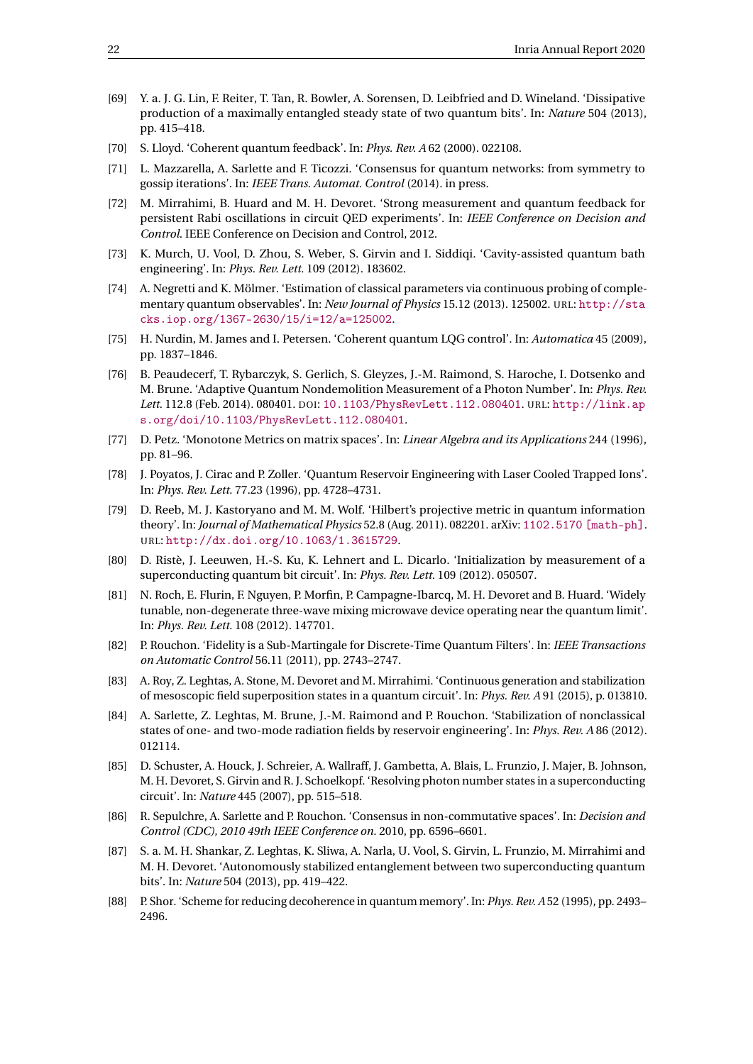[69] Y. a. J. G. Lin, F. Reiter, T. Tan, R. Bowler, A. Sorensen, D. Leibfried and D. Wineland. 'Dissipative production of a maximally entangled steady state of two quantum bits'. In: *Nature* 504 (2013), pp. 415–418.

[70] S. Lloyd. 'Coherent quantum feedback'. In: *Phys. Rev. A* 62 (2000). 022108.

[71] L. Mazzarella, A. Sarlette and F. Ticozzi. 'Consensus for quantum networks: from symmetry to gossip iterations'. In: *IEEE Trans. Automat. Control* (2014). in press.

[72] M. Mirrahimi, B. Huard and M. H. Devoret. 'Strong measurement and quantum feedback for persistent Rabi oscillations in circuit QED experiments'. In: *IEEE Conference on Decision and Control*. IEEE Conference on Decision and Control, 2012.

[73] K. Murch, U. Vool, D. Zhou, S. Weber, S. Girvin and I. Siddiqi. 'Cavity-assisted quantum bath engineering'. In: *Phys. Rev. Lett.* 109 (2012). 183602.

[74] A. Negretti and K. Mölmer. 'Estimation of classical parameters via continuous probing of complementary quantum observables'. In: *New Journal of Physics* 15.12 (2013). 125002. URL: http://stacks.iop.org/1367-2630/15/i=12/a=125002.

[75] H. Nurdin, M. James and I. Petersen. 'Coherent quantum LQG control'. In: *Automatica* 45 (2009), pp. 1837–1846.

[76] B. Peaudecerf, T. Rybarczyk, S. Gerlich, S. Gleyzes, J.-M. Raimond, S. Haroche, I. Dotsenko and M. Brune. 'Adaptive Quantum Nondemolition Measurement of a Photon Number'. In: *Phys. Rev. Lett.* 112.8 (Feb. 2014). 080401. DOI: 10.1103/PhysRevLett.112.080401. URL: http://link.aps.org/doi/10.1103/PhysRevLett.112.080401.

[77] D. Petz. 'Monotone Metrics on matrix spaces'. In: *Linear Algebra and its Applications* 244 (1996), pp. 81–96.

[78] J. Poyatos, J. Cirac and P. Zoller. 'Quantum Reservoir Engineering with Laser Cooled Trapped Ions'. In: *Phys. Rev. Lett.* 77.23 (1996), pp. 4728–4731.

[79] D. Reeb, M. J. Kastoryano and M. M. Wolf. 'Hilbert's projective metric in quantum information theory'. In: *Journal of Mathematical Physics* 52.8 (Aug. 2011). 082201. arXiv: 1102.5170 [math-ph]. URL: http://dx.doi.org/10.1063/1.3615729.

[80] D. Ristè, J. Leeuwen, H.-S. Ku, K. Lehnert and L. Dicarlo. 'Initialization by measurement of a superconducting quantum bit circuit'. In: *Phys. Rev. Lett.* 109 (2012). 050507.

[81] N. Roch, E. Flurin, F. Nguyen, P. Morfin, P. Campagne-Ibarcq, M. H. Devoret and B. Huard. 'Widely tunable, non-degenerate three-wave mixing microwave device operating near the quantum limit'. In: *Phys. Rev. Lett.* 108 (2012). 147701.

[82] P. Rouchon. 'Fidelity is a Sub-Martingale for Discrete-Time Quantum Filters'. In: *IEEE Transactions on Automatic Control* 56.11 (2011), pp. 2743–2747.

[83] A. Roy, Z. Leghtas, A. Stone, M. Devoret and M. Mirrahimi. 'Continuous generation and stabilization of mesoscopic field superposition states in a quantum circuit'. In: *Phys. Rev. A* 91 (2015), p. 013810.

[84] A. Sarlette, Z. Leghtas, M. Brune, J.-M. Raimond and P. Rouchon. 'Stabilization of nonclassical states of one- and two-mode radiation fields by reservoir engineering'. In: *Phys. Rev. A* 86 (2012). 012114.

[85] D. Schuster, A. Houck, J. Schreier, A. Wallraff, J. Gambetta, A. Blais, L. Frunzio, J. Majer, B. Johnson, M. H. Devoret, S. Girvin and R. J. Schoelkopf. 'Resolving photon number states in a superconducting circuit'. In: *Nature* 445 (2007), pp. 515–518.

[86] R. Sepulchre, A. Sarlette and P. Rouchon. 'Consensus in non-commutative spaces'. In: *Decision and Control (CDC), 2010 49th IEEE Conference on*. 2010, pp. 6596–6601.

[87] S. a. M. H. Shankar, Z. Leghtas, K. Sliwa, A. Narla, U. Vool, S. Girvin, L. Frunzio, M. Mirrahimi and M. H. Devoret. 'Autonomously stabilized entanglement between two superconducting quantum bits'. In: *Nature* 504 (2013), pp. 419–422.

[88] P. Shor. 'Scheme for reducing decoherence in quantum memory'. In: *Phys. Rev. A* 52 (1995), pp. 2493–2496.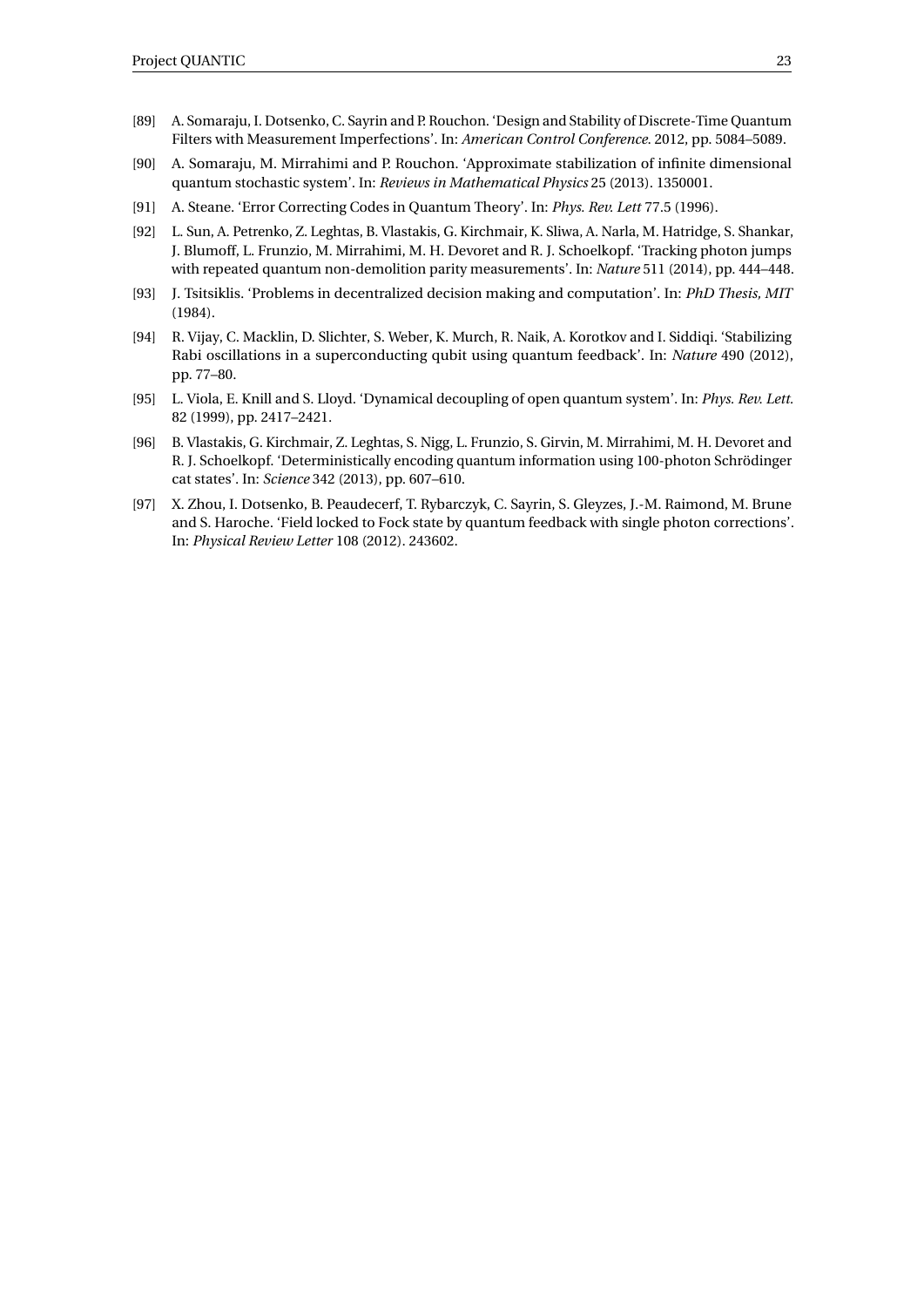[89] A. Somaraju, I. Dotsenko, C. Sayrin and P. Rouchon. 'Design and Stability of Discrete-Time Quantum Filters with Measurement Imperfections'. In: *American Control Conference*. 2012, pp. 5084–5089.

[90] A. Somaraju, M. Mirrahimi and P. Rouchon. 'Approximate stabilization of infinite dimensional quantum stochastic system'. In: *Reviews in Mathematical Physics* 25 (2013). 1350001.

[91] A. Steane. 'Error Correcting Codes in Quantum Theory'. In: *Phys. Rev. Lett* 77.5 (1996).

[92] L. Sun, A. Petrenko, Z. Leghtas, B. Vlastakis, G. Kirchmair, K. Sliwa, A. Narla, M. Hatridge, S. Shankar, J. Blumoff, L. Frunzio, M. Mirrahimi, M. H. Devoret and R. J. Schoelkopf. 'Tracking photon jumps with repeated quantum non-demolition parity measurements'. In: *Nature* 511 (2014), pp. 444–448.

[93] J. Tsitsiklis. 'Problems in decentralized decision making and computation'. In: *PhD Thesis, MIT* (1984).

[94] R. Vijay, C. Macklin, D. Slichter, S. Weber, K. Murch, R. Naik, A. Korotkov and I. Siddiqi. 'Stabilizing Rabi oscillations in a superconducting qubit using quantum feedback'. In: *Nature* 490 (2012), pp. 77–80.

[95] L. Viola, E. Knill and S. Lloyd. 'Dynamical decoupling of open quantum system'. In: *Phys. Rev. Lett.* 82 (1999), pp. 2417–2421.

[96] B. Vlastakis, G. Kirchmair, Z. Leghtas, S. Nigg, L. Frunzio, S. Girvin, M. Mirrahimi, M. H. Devoret and R. J. Schoelkopf. 'Deterministically encoding quantum information using 100-photon Schrödinger cat states'. In: *Science* 342 (2013), pp. 607–610.

[97] X. Zhou, I. Dotsenko, B. Peaudecerf, T. Rybarczyk, C. Sayrin, S. Gleyzes, J.-M. Raimond, M. Brune and S. Haroche. 'Field locked to Fock state by quantum feedback with single photon corrections'. In: *Physical Review Letter* 108 (2012). 243602.